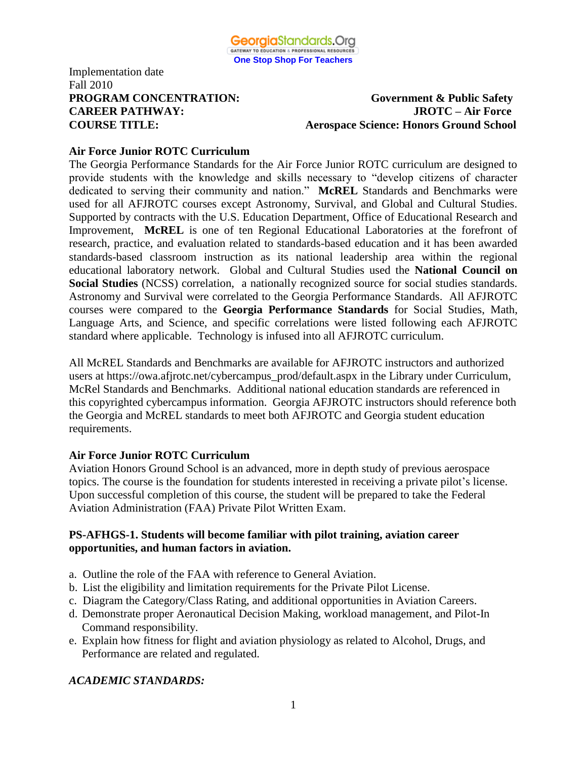GeorgiaStandards.Org
GATEWAY TO EDUCATION & PROFESSIONAL RESOURCES
One Stop Shop For Teachers

Implementation date
Fall 2010

**PROGRAM CONCENTRATION:** **Government & Public Safety**
**CAREER PATHWAY:** **JROTC – Air Force**
**COURSE TITLE:** **Aerospace Science: Honors Ground School**

**Air Force Junior ROTC Curriculum**

The Georgia Performance Standards for the Air Force Junior ROTC curriculum are designed to provide students with the knowledge and skills necessary to "develop citizens of character dedicated to serving their community and nation." **McREL** Standards and Benchmarks were used for all AFJROTC courses except Astronomy, Survival, and Global and Cultural Studies. Supported by contracts with the U.S. Education Department, Office of Educational Research and Improvement, **McREL** is one of ten Regional Educational Laboratories at the forefront of research, practice, and evaluation related to standards-based education and it has been awarded standards-based classroom instruction as its national leadership area within the regional educational laboratory network. Global and Cultural Studies used the **National Council on Social Studies** (NCSS) correlation, a nationally recognized source for social studies standards. Astronomy and Survival were correlated to the Georgia Performance Standards. All AFJROTC courses were compared to the **Georgia Performance Standards** for Social Studies, Math, Language Arts, and Science, and specific correlations were listed following each AFJROTC standard where applicable. Technology is infused into all AFJROTC curriculum.

All McREL Standards and Benchmarks are available for AFJROTC instructors and authorized users at https://owa.afjrotc.net/cybercampus_prod/default.aspx in the Library under Curriculum, McRel Standards and Benchmarks. Additional national education standards are referenced in this copyrighted cybercampus information. Georgia AFJROTC instructors should reference both the Georgia and McREL standards to meet both AFJROTC and Georgia student education requirements.

**Air Force Junior ROTC Curriculum**

Aviation Honors Ground School is an advanced, more in depth study of previous aerospace topics. The course is the foundation for students interested in receiving a private pilot's license. Upon successful completion of this course, the student will be prepared to take the Federal Aviation Administration (FAA) Private Pilot Written Exam.

**PS-AFHGS-1. Students will become familiar with pilot training, aviation career opportunities, and human factors in aviation.**

a. Outline the role of the FAA with reference to General Aviation.
b. List the eligibility and limitation requirements for the Private Pilot License.
c. Diagram the Category/Class Rating, and additional opportunities in Aviation Careers.
d. Demonstrate proper Aeronautical Decision Making, workload management, and Pilot-In Command responsibility.
e. Explain how fitness for flight and aviation physiology as related to Alcohol, Drugs, and Performance are related and regulated.

***ACADEMIC STANDARDS:***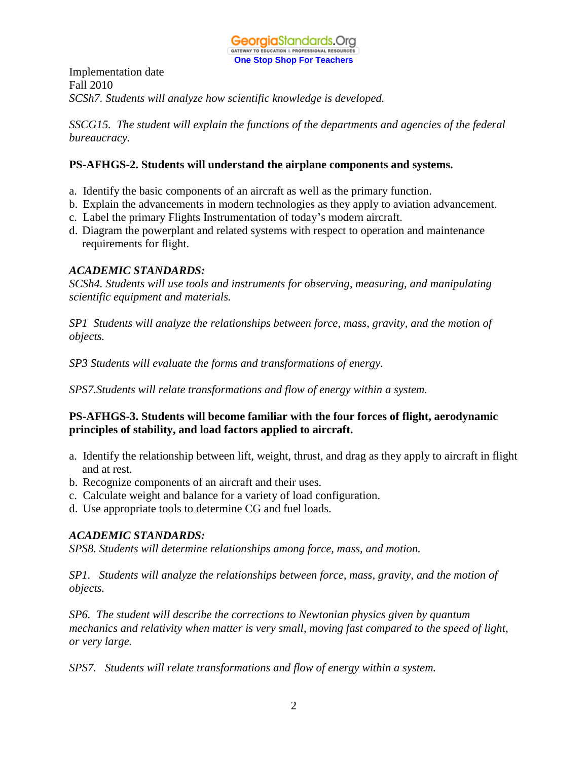Implementation date
Fall 2010
*SCSh7. Students will analyze how scientific knowledge is developed.*

*SSCG15. The student will explain the functions of the departments and agencies of the federal bureaucracy.*

**PS-AFHGS-2. Students will understand the airplane components and systems.**

a. Identify the basic components of an aircraft as well as the primary function.
b. Explain the advancements in modern technologies as they apply to aviation advancement.
c. Label the primary Flights Instrumentation of today's modern aircraft.
d. Diagram the powerplant and related systems with respect to operation and maintenance requirements for flight.

***ACADEMIC STANDARDS:***
*SCSh4. Students will use tools and instruments for observing, measuring, and manipulating scientific equipment and materials.*

*SP1 Students will analyze the relationships between force, mass, gravity, and the motion of objects.*

*SP3 Students will evaluate the forms and transformations of energy.*

*SPS7.Students will relate transformations and flow of energy within a system.*

**PS-AFHGS-3. Students will become familiar with the four forces of flight, aerodynamic principles of stability, and load factors applied to aircraft.**

a. Identify the relationship between lift, weight, thrust, and drag as they apply to aircraft in flight and at rest.
b. Recognize components of an aircraft and their uses.
c. Calculate weight and balance for a variety of load configuration.
d. Use appropriate tools to determine CG and fuel loads.

***ACADEMIC STANDARDS:***
*SPS8. Students will determine relationships among force, mass, and motion.*

*SP1. Students will analyze the relationships between force, mass, gravity, and the motion of objects.*

*SP6. The student will describe the corrections to Newtonian physics given by quantum mechanics and relativity when matter is very small, moving fast compared to the speed of light, or very large.*

*SPS7. Students will relate transformations and flow of energy within a system.*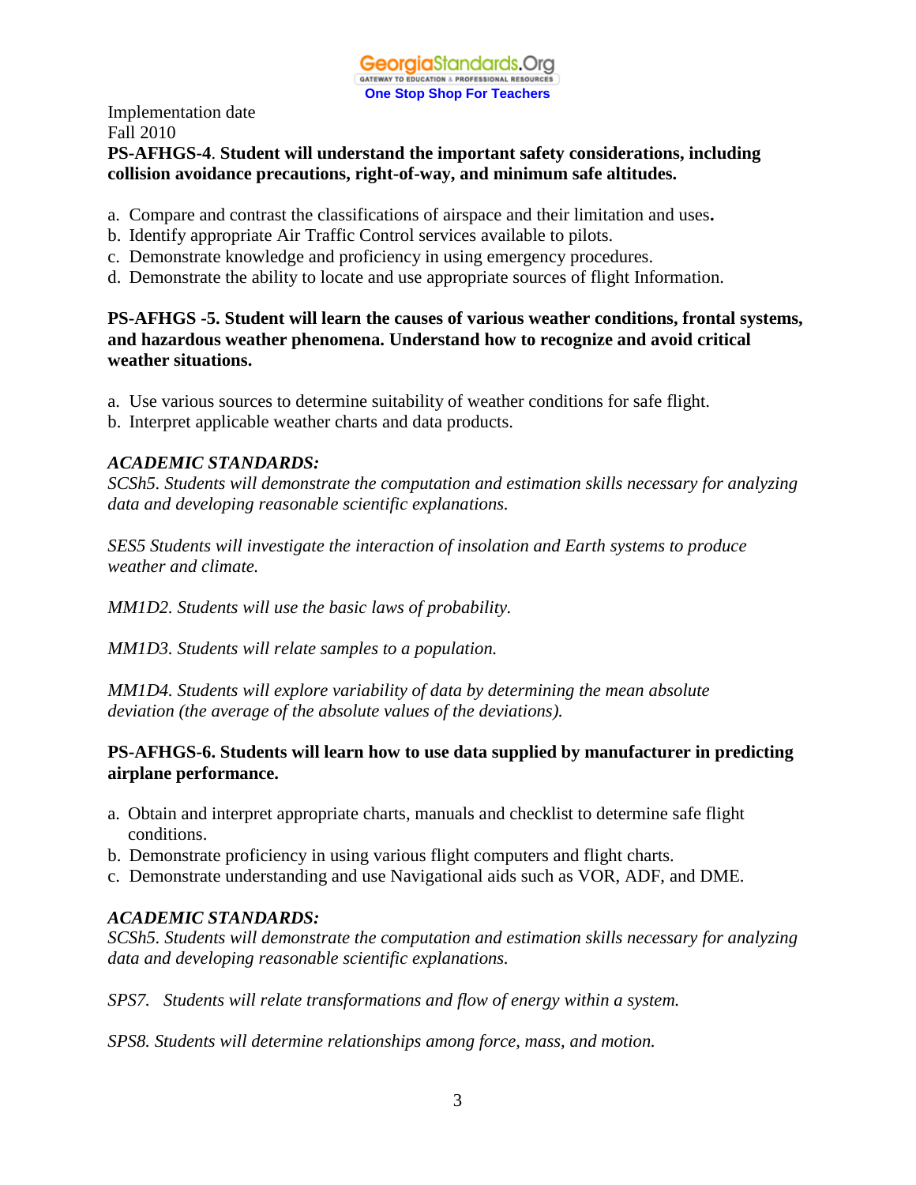Implementation date
Fall 2010

**PS-AFHGS-4**. **Student will understand the important safety considerations, including collision avoidance precautions, right-of-way, and minimum safe altitudes.**

a. Compare and contrast the classifications of airspace and their limitation and uses**.**
b. Identify appropriate Air Traffic Control services available to pilots.
c. Demonstrate knowledge and proficiency in using emergency procedures.
d. Demonstrate the ability to locate and use appropriate sources of flight Information.

**PS-AFHGS -5. Student will learn the causes of various weather conditions, frontal systems, and hazardous weather phenomena. Understand how to recognize and avoid critical weather situations.**

a. Use various sources to determine suitability of weather conditions for safe flight.
b. Interpret applicable weather charts and data products.

***ACADEMIC STANDARDS:***

*SCSh5. Students will demonstrate the computation and estimation skills necessary for analyzing data and developing reasonable scientific explanations.*

*SES5 Students will investigate the interaction of insolation and Earth systems to produce weather and climate.*

*MM1D2. Students will use the basic laws of probability.*

*MM1D3. Students will relate samples to a population.*

*MM1D4. Students will explore variability of data by determining the mean absolute deviation (the average of the absolute values of the deviations).*

**PS-AFHGS-6. Students will learn how to use data supplied by manufacturer in predicting airplane performance.**

a. Obtain and interpret appropriate charts, manuals and checklist to determine safe flight conditions.
b. Demonstrate proficiency in using various flight computers and flight charts.
c. Demonstrate understanding and use Navigational aids such as VOR, ADF, and DME.

***ACADEMIC STANDARDS:***

*SCSh5. Students will demonstrate the computation and estimation skills necessary for analyzing data and developing reasonable scientific explanations.*

*SPS7. Students will relate transformations and flow of energy within a system.*

*SPS8. Students will determine relationships among force, mass, and motion.*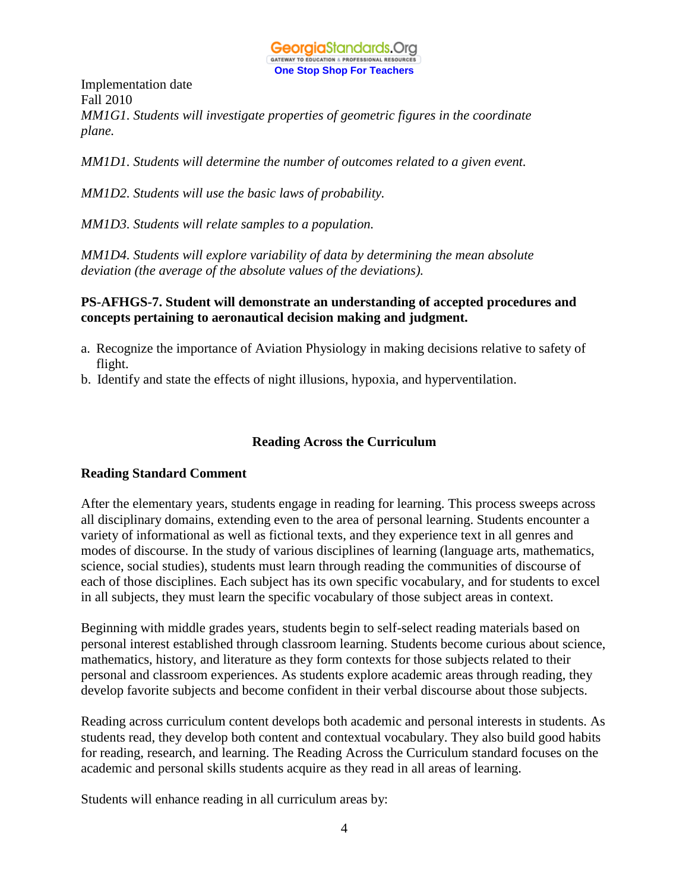Implementation date
Fall 2010

*MM1G1. Students will investigate properties of geometric figures in the coordinate plane.*

*MM1D1. Students will determine the number of outcomes related to a given event.*

*MM1D2. Students will use the basic laws of probability.*

*MM1D3. Students will relate samples to a population.*

*MM1D4. Students will explore variability of data by determining the mean absolute deviation (the average of the absolute values of the deviations).*

**PS-AFHGS-7. Student will demonstrate an understanding of accepted procedures and concepts pertaining to aeronautical decision making and judgment.**

a. Recognize the importance of Aviation Physiology in making decisions relative to safety of flight.
b. Identify and state the effects of night illusions, hypoxia, and hyperventilation.

## Reading Across the Curriculum

### Reading Standard Comment

After the elementary years, students engage in reading for learning. This process sweeps across all disciplinary domains, extending even to the area of personal learning. Students encounter a variety of informational as well as fictional texts, and they experience text in all genres and modes of discourse. In the study of various disciplines of learning (language arts, mathematics, science, social studies), students must learn through reading the communities of discourse of each of those disciplines. Each subject has its own specific vocabulary, and for students to excel in all subjects, they must learn the specific vocabulary of those subject areas in context.

Beginning with middle grades years, students begin to self-select reading materials based on personal interest established through classroom learning. Students become curious about science, mathematics, history, and literature as they form contexts for those subjects related to their personal and classroom experiences. As students explore academic areas through reading, they develop favorite subjects and become confident in their verbal discourse about those subjects.

Reading across curriculum content develops both academic and personal interests in students. As students read, they develop both content and contextual vocabulary. They also build good habits for reading, research, and learning. The Reading Across the Curriculum standard focuses on the academic and personal skills students acquire as they read in all areas of learning.

Students will enhance reading in all curriculum areas by: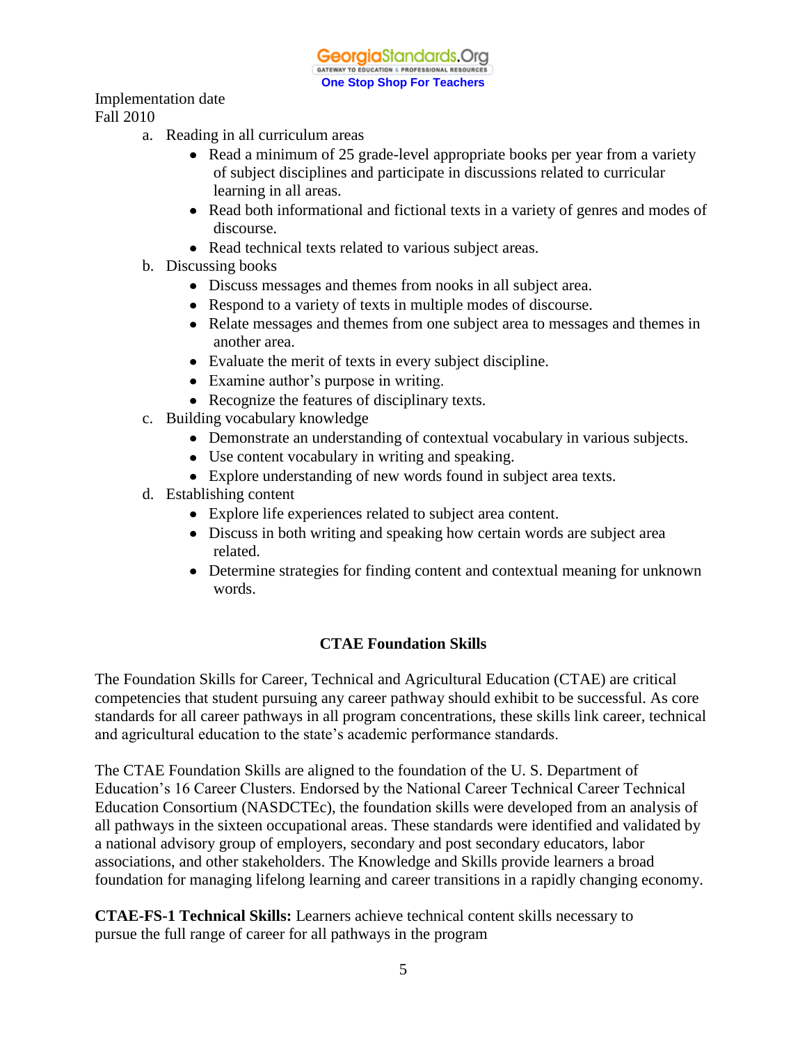Implementation date
Fall 2010

a. Reading in all curriculum areas
   - Read a minimum of 25 grade-level appropriate books per year from a variety of subject disciplines and participate in discussions related to curricular learning in all areas.
   - Read both informational and fictional texts in a variety of genres and modes of discourse.
   - Read technical texts related to various subject areas.

b. Discussing books
   - Discuss messages and themes from nooks in all subject area.
   - Respond to a variety of texts in multiple modes of discourse.
   - Relate messages and themes from one subject area to messages and themes in another area.
   - Evaluate the merit of texts in every subject discipline.
   - Examine author's purpose in writing.
   - Recognize the features of disciplinary texts.

c. Building vocabulary knowledge
   - Demonstrate an understanding of contextual vocabulary in various subjects.
   - Use content vocabulary in writing and speaking.
   - Explore understanding of new words found in subject area texts.

d. Establishing content
   - Explore life experiences related to subject area content.
   - Discuss in both writing and speaking how certain words are subject area related.
   - Determine strategies for finding content and contextual meaning for unknown words.

## CTAE Foundation Skills

The Foundation Skills for Career, Technical and Agricultural Education (CTAE) are critical competencies that student pursuing any career pathway should exhibit to be successful. As core standards for all career pathways in all program concentrations, these skills link career, technical and agricultural education to the state's academic performance standards.

The CTAE Foundation Skills are aligned to the foundation of the U. S. Department of Education's 16 Career Clusters. Endorsed by the National Career Technical Career Technical Education Consortium (NASDCTEc), the foundation skills were developed from an analysis of all pathways in the sixteen occupational areas. These standards were identified and validated by a national advisory group of employers, secondary and post secondary educators, labor associations, and other stakeholders. The Knowledge and Skills provide learners a broad foundation for managing lifelong learning and career transitions in a rapidly changing economy.

**CTAE-FS-1 Technical Skills:** Learners achieve technical content skills necessary to pursue the full range of career for all pathways in the program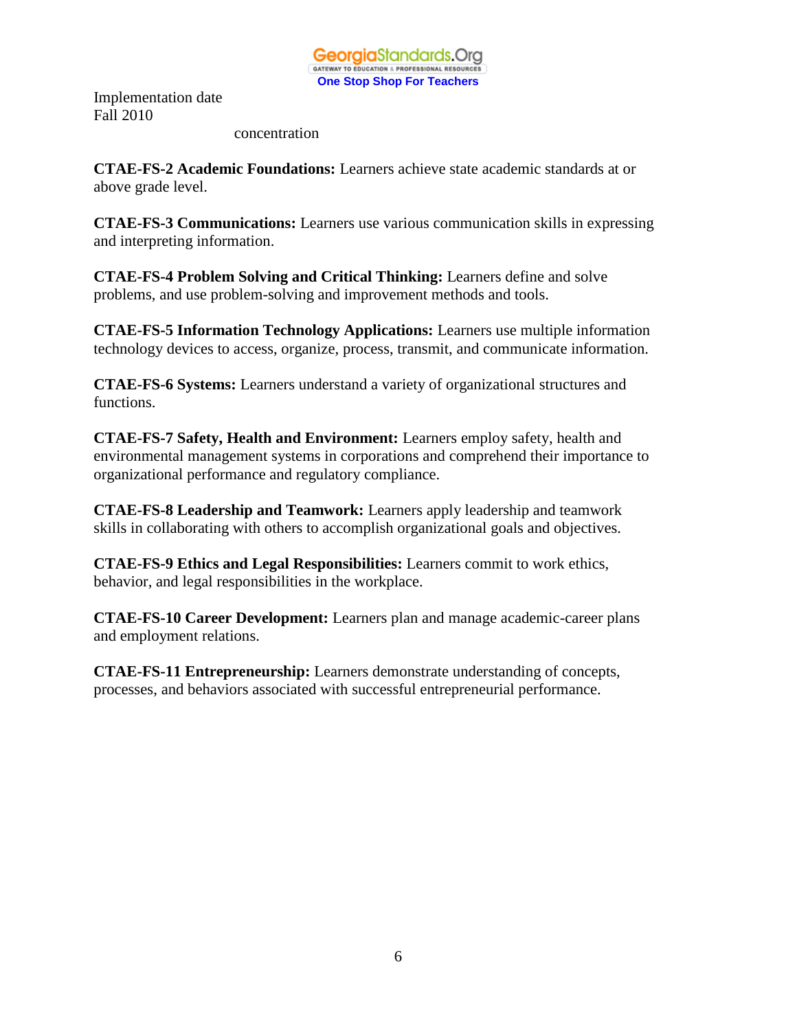Implementation date
Fall 2010

concentration

**CTAE-FS-2 Academic Foundations:** Learners achieve state academic standards at or above grade level.

**CTAE-FS-3 Communications:** Learners use various communication skills in expressing and interpreting information.

**CTAE-FS-4 Problem Solving and Critical Thinking:** Learners define and solve problems, and use problem-solving and improvement methods and tools.

**CTAE-FS-5 Information Technology Applications:** Learners use multiple information technology devices to access, organize, process, transmit, and communicate information.

**CTAE-FS-6 Systems:** Learners understand a variety of organizational structures and functions.

**CTAE-FS-7 Safety, Health and Environment:** Learners employ safety, health and environmental management systems in corporations and comprehend their importance to organizational performance and regulatory compliance.

**CTAE-FS-8 Leadership and Teamwork:** Learners apply leadership and teamwork skills in collaborating with others to accomplish organizational goals and objectives.

**CTAE-FS-9 Ethics and Legal Responsibilities:** Learners commit to work ethics, behavior, and legal responsibilities in the workplace.

**CTAE-FS-10 Career Development:** Learners plan and manage academic-career plans and employment relations.

**CTAE-FS-11 Entrepreneurship:** Learners demonstrate understanding of concepts, processes, and behaviors associated with successful entrepreneurial performance.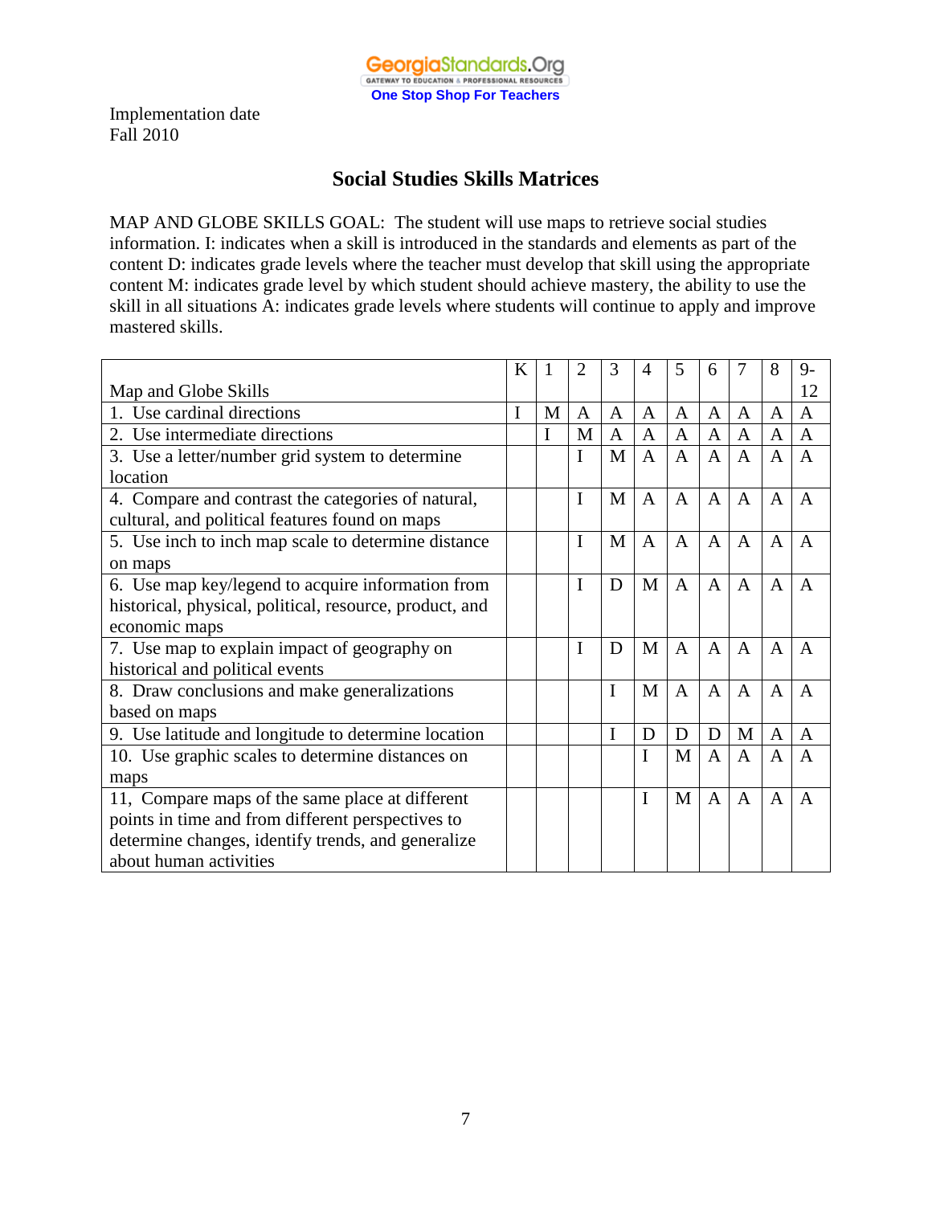GeorgiaStandards.Org
GATEWAY TO EDUCATION & PROFESSIONAL RESOURCES
One Stop Shop For Teachers

Implementation date
Fall 2010

## Social Studies Skills Matrices

MAP AND GLOBE SKILLS GOAL: The student will use maps to retrieve social studies information. I: indicates when a skill is introduced in the standards and elements as part of the content D: indicates grade levels where the teacher must develop that skill using the appropriate content M: indicates grade level by which student should achieve mastery, the ability to use the skill in all situations A: indicates grade levels where students will continue to apply and improve mastered skills.

| Map and Globe Skills | K | 1 | 2 | 3 | 4 | 5 | 6 | 7 | 8 | 9-12 |
|---|---|---|---|---|---|---|---|---|---|---|
| 1. Use cardinal directions | I | M | A | A | A | A | A | A | A | A |
| 2. Use intermediate directions | | I | M | A | A | A | A | A | A | A |
| 3. Use a letter/number grid system to determine location | | | I | M | A | A | A | A | A | A |
| 4. Compare and contrast the categories of natural, cultural, and political features found on maps | | | I | M | A | A | A | A | A | A |
| 5. Use inch to inch map scale to determine distance on maps | | | I | M | A | A | A | A | A | A |
| 6. Use map key/legend to acquire information from historical, physical, political, resource, product, and economic maps | | | I | D | M | A | A | A | A | A |
| 7. Use map to explain impact of geography on historical and political events | | | I | D | M | A | A | A | A | A |
| 8. Draw conclusions and make generalizations based on maps | | | | I | M | A | A | A | A | A |
| 9. Use latitude and longitude to determine location | | | | I | D | D | D | M | A | A |
| 10. Use graphic scales to determine distances on maps | | | | | I | M | A | A | A | A |
| 11, Compare maps of the same place at different points in time and from different perspectives to determine changes, identify trends, and generalize about human activities | | | | | I | M | A | A | A | A |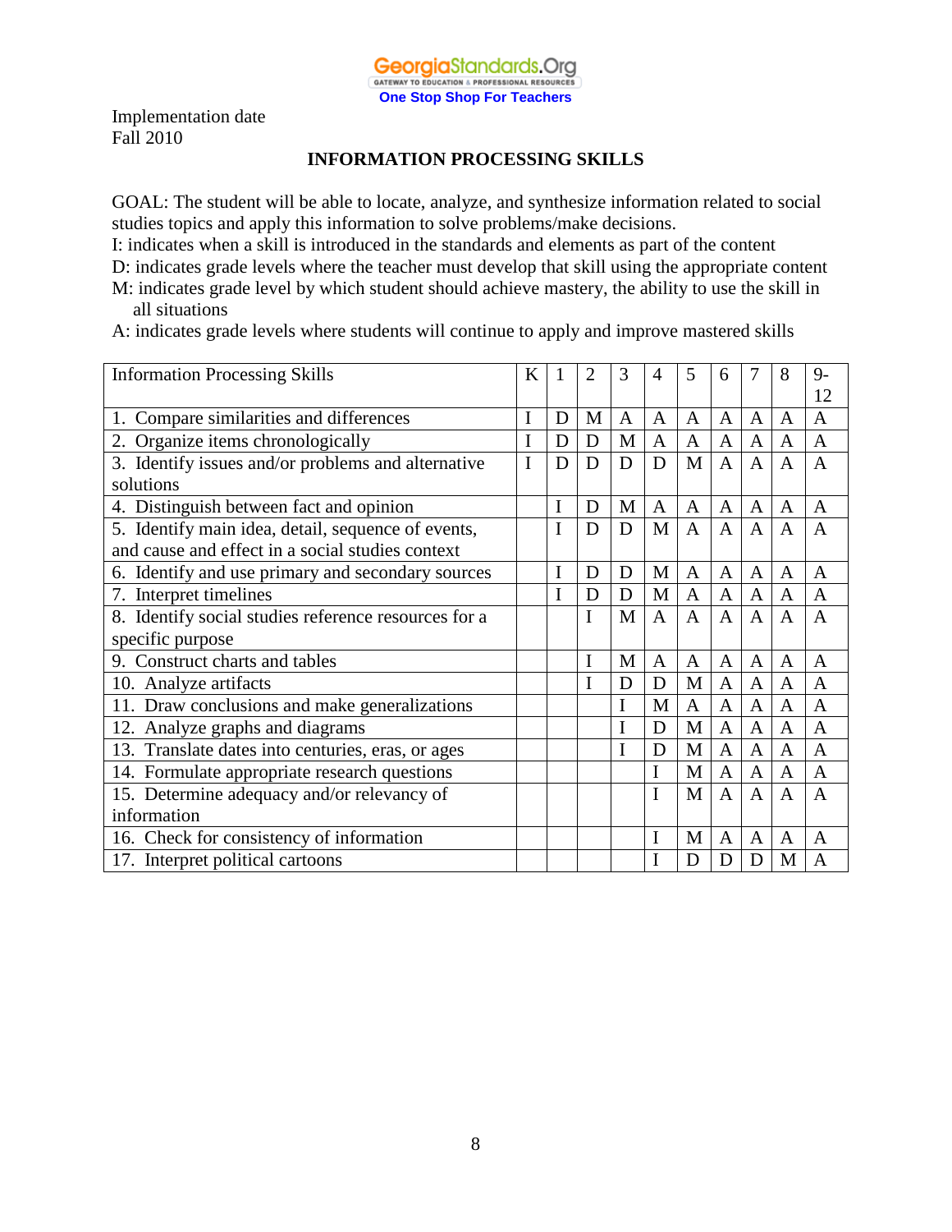GeorgiaStandards.Org
GATEWAY TO EDUCATION & PROFESSIONAL RESOURCES
One Stop Shop For Teachers

Implementation date
Fall 2010

## INFORMATION PROCESSING SKILLS

GOAL: The student will be able to locate, analyze, and synthesize information related to social studies topics and apply this information to solve problems/make decisions.

I: indicates when a skill is introduced in the standards and elements as part of the content

D: indicates grade levels where the teacher must develop that skill using the appropriate content

M: indicates grade level by which student should achieve mastery, the ability to use the skill in all situations

A: indicates grade levels where students will continue to apply and improve mastered skills

| Information Processing Skills | K | 1 | 2 | 3 | 4 | 5 | 6 | 7 | 8 | 9-12 |
|---|---|---|---|---|---|---|---|---|---|---|
| 1. Compare similarities and differences | I | D | M | A | A | A | A | A | A | A |
| 2. Organize items chronologically | I | D | D | M | A | A | A | A | A | A |
| 3. Identify issues and/or problems and alternative solutions | I | D | D | D | D | M | A | A | A | A |
| 4. Distinguish between fact and opinion | | I | D | M | A | A | A | A | A | A |
| 5. Identify main idea, detail, sequence of events, and cause and effect in a social studies context | | I | D | D | M | A | A | A | A | A |
| 6. Identify and use primary and secondary sources | | I | D | D | M | A | A | A | A | A |
| 7. Interpret timelines | | I | D | D | M | A | A | A | A | A |
| 8. Identify social studies reference resources for a specific purpose | | | I | M | A | A | A | A | A | A |
| 9. Construct charts and tables | | | I | M | A | A | A | A | A | A |
| 10. Analyze artifacts | | | I | D | D | M | A | A | A | A |
| 11. Draw conclusions and make generalizations | | | | I | M | A | A | A | A | A |
| 12. Analyze graphs and diagrams | | | | I | D | M | A | A | A | A |
| 13. Translate dates into centuries, eras, or ages | | | | I | D | M | A | A | A | A |
| 14. Formulate appropriate research questions | | | | | I | M | A | A | A | A |
| 15. Determine adequacy and/or relevancy of information | | | | | I | M | A | A | A | A |
| 16. Check for consistency of information | | | | | I | M | A | A | A | A |
| 17. Interpret political cartoons | | | | | I | D | D | D | M | A |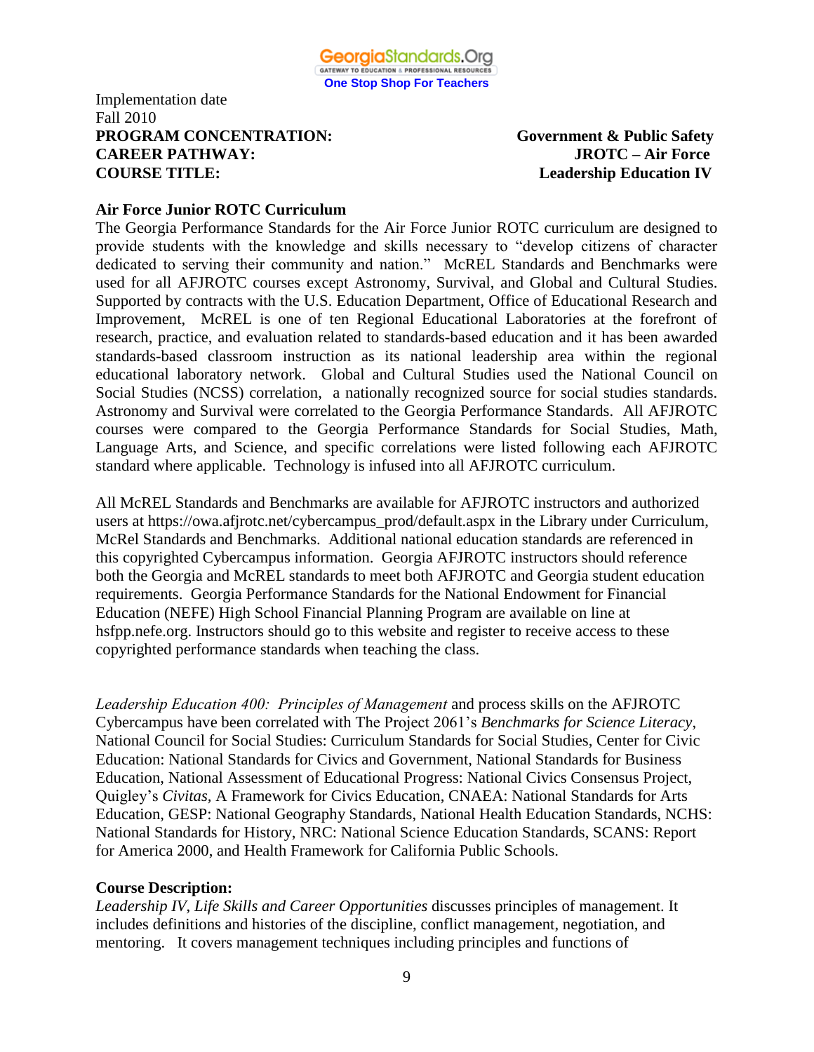Implementation date
Fall 2010

**PROGRAM CONCENTRATION:** **Government & Public Safety**
**CAREER PATHWAY:** **JROTC – Air Force**
**COURSE TITLE:** **Leadership Education IV**

**Air Force Junior ROTC Curriculum**

The Georgia Performance Standards for the Air Force Junior ROTC curriculum are designed to provide students with the knowledge and skills necessary to "develop citizens of character dedicated to serving their community and nation." McREL Standards and Benchmarks were used for all AFJROTC courses except Astronomy, Survival, and Global and Cultural Studies. Supported by contracts with the U.S. Education Department, Office of Educational Research and Improvement, McREL is one of ten Regional Educational Laboratories at the forefront of research, practice, and evaluation related to standards-based education and it has been awarded standards-based classroom instruction as its national leadership area within the regional educational laboratory network. Global and Cultural Studies used the National Council on Social Studies (NCSS) correlation, a nationally recognized source for social studies standards. Astronomy and Survival were correlated to the Georgia Performance Standards. All AFJROTC courses were compared to the Georgia Performance Standards for Social Studies, Math, Language Arts, and Science, and specific correlations were listed following each AFJROTC standard where applicable. Technology is infused into all AFJROTC curriculum.

All McREL Standards and Benchmarks are available for AFJROTC instructors and authorized users at https://owa.afjrotc.net/cybercampus_prod/default.aspx in the Library under Curriculum, McRel Standards and Benchmarks. Additional national education standards are referenced in this copyrighted Cybercampus information. Georgia AFJROTC instructors should reference both the Georgia and McREL standards to meet both AFJROTC and Georgia student education requirements. Georgia Performance Standards for the National Endowment for Financial Education (NEFE) High School Financial Planning Program are available on line at hsfpp.nefe.org. Instructors should go to this website and register to receive access to these copyrighted performance standards when teaching the class.

*Leadership Education 400: Principles of Management* and process skills on the AFJROTC Cybercampus have been correlated with The Project 2061's *Benchmarks for Science Literacy*, National Council for Social Studies: Curriculum Standards for Social Studies, Center for Civic Education: National Standards for Civics and Government, National Standards for Business Education, National Assessment of Educational Progress: National Civics Consensus Project, Quigley's *Civitas*, A Framework for Civics Education, CNAEA: National Standards for Arts Education, GESP: National Geography Standards, National Health Education Standards, NCHS: National Standards for History, NRC: National Science Education Standards, SCANS: Report for America 2000, and Health Framework for California Public Schools.

**Course Description:**

*Leadership IV, Life Skills and Career Opportunities* discusses principles of management. It includes definitions and histories of the discipline, conflict management, negotiation, and mentoring. It covers management techniques including principles and functions of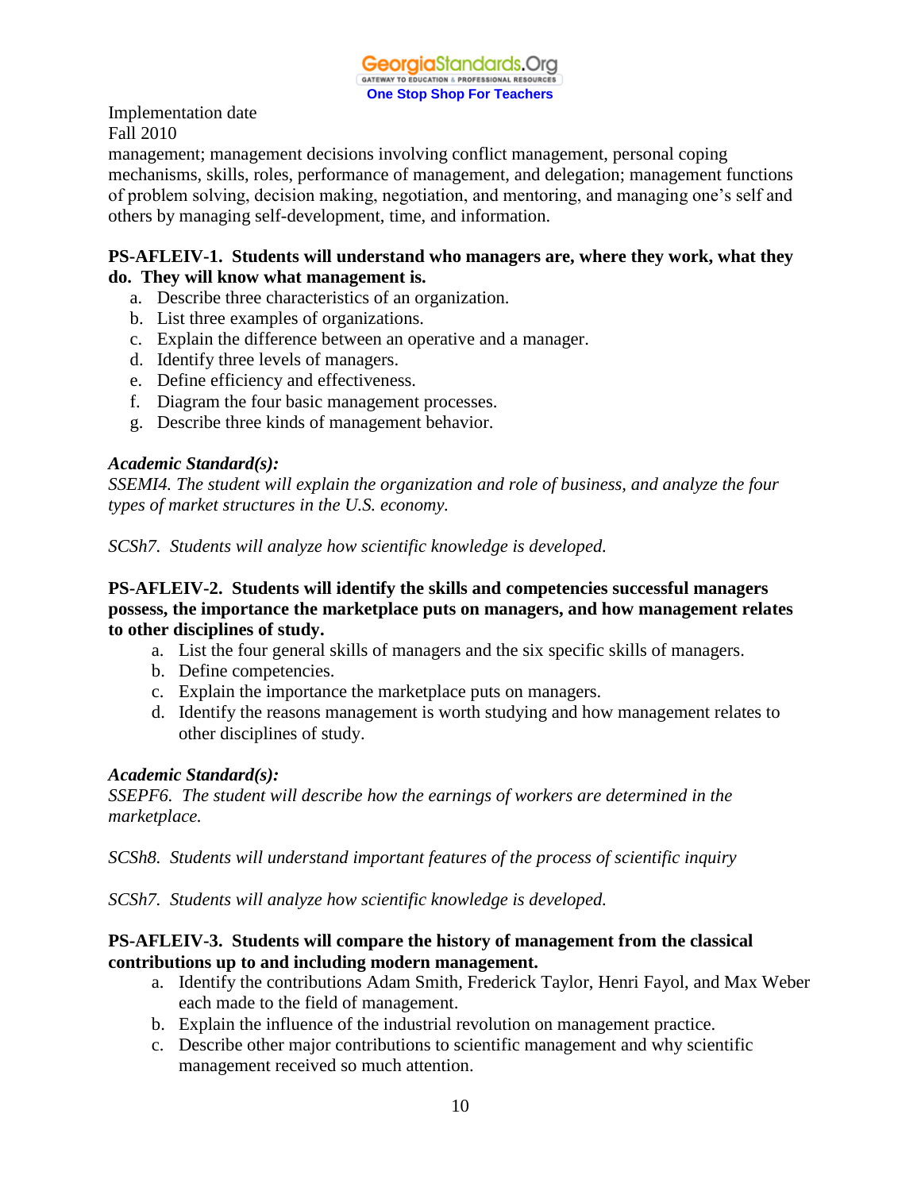Implementation date
Fall 2010

management; management decisions involving conflict management, personal coping mechanisms, skills, roles, performance of management, and delegation; management functions of problem solving, decision making, negotiation, and mentoring, and managing one's self and others by managing self-development, time, and information.

**PS-AFLEIV-1. Students will understand who managers are, where they work, what they do. They will know what management is.**

a. Describe three characteristics of an organization.
b. List three examples of organizations.
c. Explain the difference between an operative and a manager.
d. Identify three levels of managers.
e. Define efficiency and effectiveness.
f. Diagram the four basic management processes.
g. Describe three kinds of management behavior.

***Academic Standard(s):***

*SSEMI4. The student will explain the organization and role of business, and analyze the four types of market structures in the U.S. economy.*

*SCSh7. Students will analyze how scientific knowledge is developed.*

**PS-AFLEIV-2. Students will identify the skills and competencies successful managers possess, the importance the marketplace puts on managers, and how management relates to other disciplines of study.**

a. List the four general skills of managers and the six specific skills of managers.
b. Define competencies.
c. Explain the importance the marketplace puts on managers.
d. Identify the reasons management is worth studying and how management relates to other disciplines of study.

***Academic Standard(s):***

*SSEPF6. The student will describe how the earnings of workers are determined in the marketplace.*

*SCSh8. Students will understand important features of the process of scientific inquiry*

*SCSh7. Students will analyze how scientific knowledge is developed.*

**PS-AFLEIV-3. Students will compare the history of management from the classical contributions up to and including modern management.**

a. Identify the contributions Adam Smith, Frederick Taylor, Henri Fayol, and Max Weber each made to the field of management.
b. Explain the influence of the industrial revolution on management practice.
c. Describe other major contributions to scientific management and why scientific management received so much attention.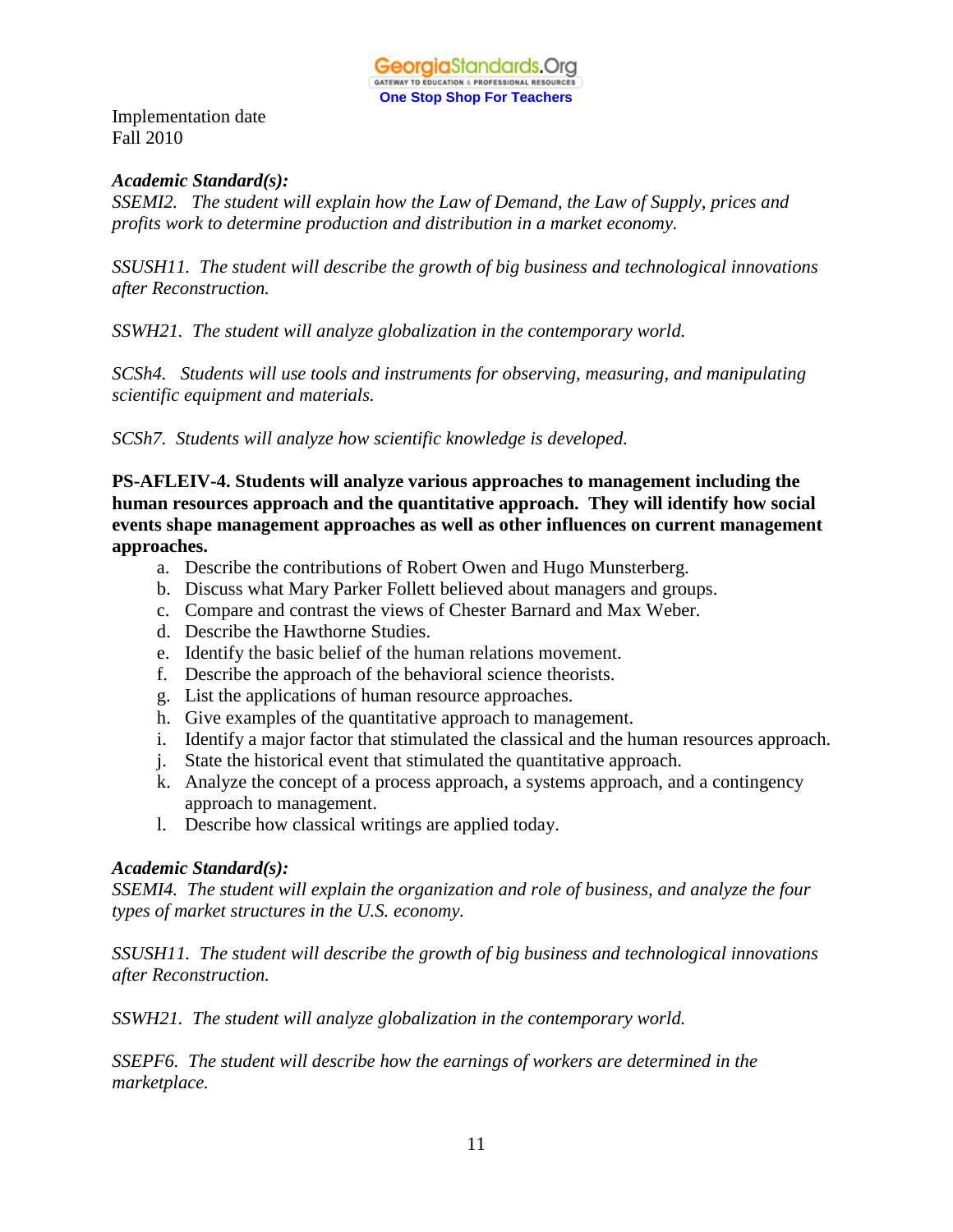Implementation date
Fall 2010

***Academic Standard(s):***

*SSEMI2. The student will explain how the Law of Demand, the Law of Supply, prices and profits work to determine production and distribution in a market economy.*

*SSUSH11. The student will describe the growth of big business and technological innovations after Reconstruction.*

*SSWH21. The student will analyze globalization in the contemporary world.*

*SCSh4. Students will use tools and instruments for observing, measuring, and manipulating scientific equipment and materials.*

*SCSh7. Students will analyze how scientific knowledge is developed.*

**PS-AFLEIV-4. Students will analyze various approaches to management including the human resources approach and the quantitative approach. They will identify how social events shape management approaches as well as other influences on current management approaches.**

a. Describe the contributions of Robert Owen and Hugo Munsterberg.
b. Discuss what Mary Parker Follett believed about managers and groups.
c. Compare and contrast the views of Chester Barnard and Max Weber.
d. Describe the Hawthorne Studies.
e. Identify the basic belief of the human relations movement.
f. Describe the approach of the behavioral science theorists.
g. List the applications of human resource approaches.
h. Give examples of the quantitative approach to management.
i. Identify a major factor that stimulated the classical and the human resources approach.
j. State the historical event that stimulated the quantitative approach.
k. Analyze the concept of a process approach, a systems approach, and a contingency approach to management.
l. Describe how classical writings are applied today.

***Academic Standard(s):***

*SSEMI4. The student will explain the organization and role of business, and analyze the four types of market structures in the U.S. economy.*

*SSUSH11. The student will describe the growth of big business and technological innovations after Reconstruction.*

*SSWH21. The student will analyze globalization in the contemporary world.*

*SSEPF6. The student will describe how the earnings of workers are determined in the marketplace.*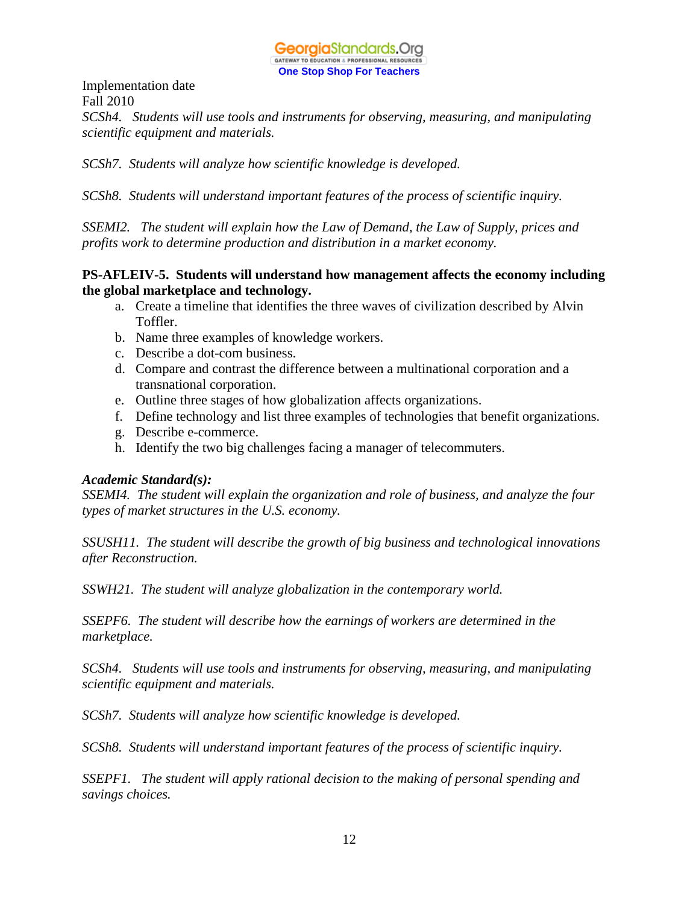Implementation date
Fall 2010

*SCSh4. Students will use tools and instruments for observing, measuring, and manipulating scientific equipment and materials.*

*SCSh7. Students will analyze how scientific knowledge is developed.*

*SCSh8. Students will understand important features of the process of scientific inquiry.*

*SSEMI2. The student will explain how the Law of Demand, the Law of Supply, prices and profits work to determine production and distribution in a market economy.*

**PS-AFLEIV-5. Students will understand how management affects the economy including the global marketplace and technology.**

a. Create a timeline that identifies the three waves of civilization described by Alvin Toffler.
b. Name three examples of knowledge workers.
c. Describe a dot-com business.
d. Compare and contrast the difference between a multinational corporation and a transnational corporation.
e. Outline three stages of how globalization affects organizations.
f. Define technology and list three examples of technologies that benefit organizations.
g. Describe e-commerce.
h. Identify the two big challenges facing a manager of telecommuters.

***Academic Standard(s):***
*SSEMI4. The student will explain the organization and role of business, and analyze the four types of market structures in the U.S. economy.*

*SSUSH11. The student will describe the growth of big business and technological innovations after Reconstruction.*

*SSWH21. The student will analyze globalization in the contemporary world.*

*SSEPF6. The student will describe how the earnings of workers are determined in the marketplace.*

*SCSh4. Students will use tools and instruments for observing, measuring, and manipulating scientific equipment and materials.*

*SCSh7. Students will analyze how scientific knowledge is developed.*

*SCSh8. Students will understand important features of the process of scientific inquiry.*

*SSEPF1. The student will apply rational decision to the making of personal spending and savings choices.*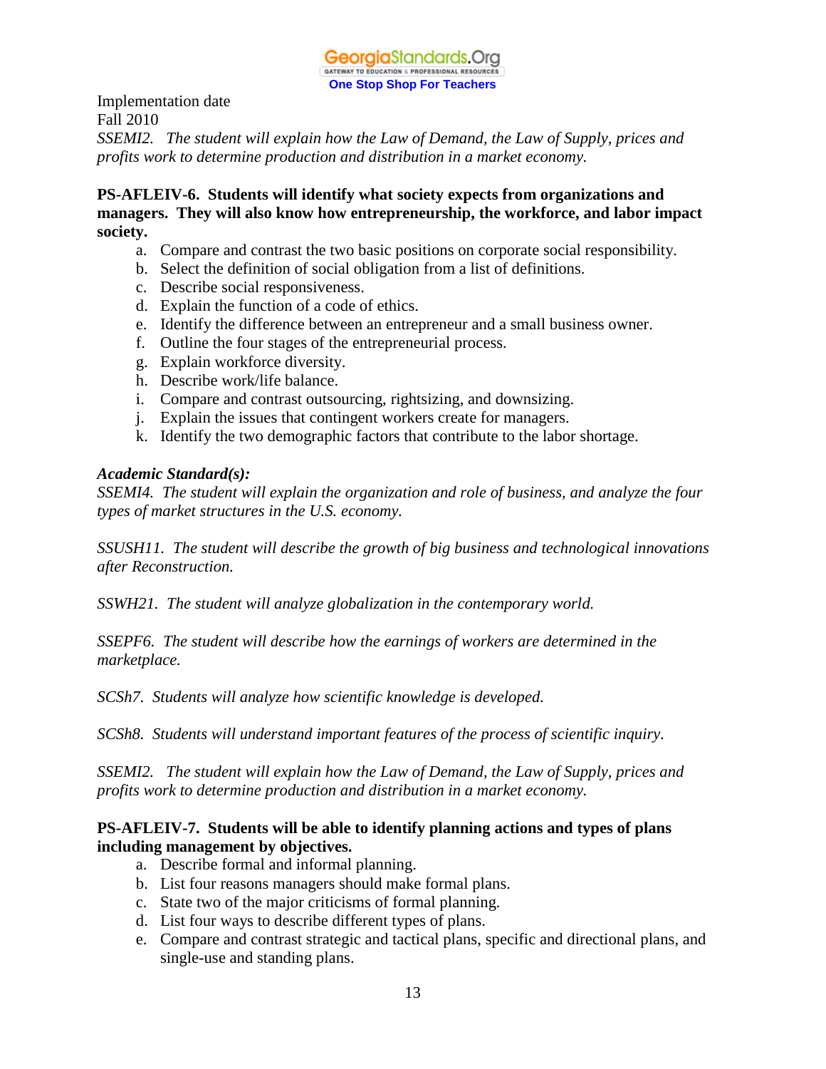Implementation date
Fall 2010

*SSEMI2. The student will explain how the Law of Demand, the Law of Supply, prices and profits work to determine production and distribution in a market economy.*

**PS-AFLEIV-6. Students will identify what society expects from organizations and managers. They will also know how entrepreneurship, the workforce, and labor impact society.**

a. Compare and contrast the two basic positions on corporate social responsibility.
b. Select the definition of social obligation from a list of definitions.
c. Describe social responsiveness.
d. Explain the function of a code of ethics.
e. Identify the difference between an entrepreneur and a small business owner.
f. Outline the four stages of the entrepreneurial process.
g. Explain workforce diversity.
h. Describe work/life balance.
i. Compare and contrast outsourcing, rightsizing, and downsizing.
j. Explain the issues that contingent workers create for managers.
k. Identify the two demographic factors that contribute to the labor shortage.

***Academic Standard(s):***

*SSEMI4. The student will explain the organization and role of business, and analyze the four types of market structures in the U.S. economy.*

*SSUSH11. The student will describe the growth of big business and technological innovations after Reconstruction.*

*SSWH21. The student will analyze globalization in the contemporary world.*

*SSEPF6. The student will describe how the earnings of workers are determined in the marketplace.*

*SCSh7. Students will analyze how scientific knowledge is developed.*

*SCSh8. Students will understand important features of the process of scientific inquiry.*

*SSEMI2. The student will explain how the Law of Demand, the Law of Supply, prices and profits work to determine production and distribution in a market economy.*

**PS-AFLEIV-7. Students will be able to identify planning actions and types of plans including management by objectives.**

a. Describe formal and informal planning.
b. List four reasons managers should make formal plans.
c. State two of the major criticisms of formal planning.
d. List four ways to describe different types of plans.
e. Compare and contrast strategic and tactical plans, specific and directional plans, and single-use and standing plans.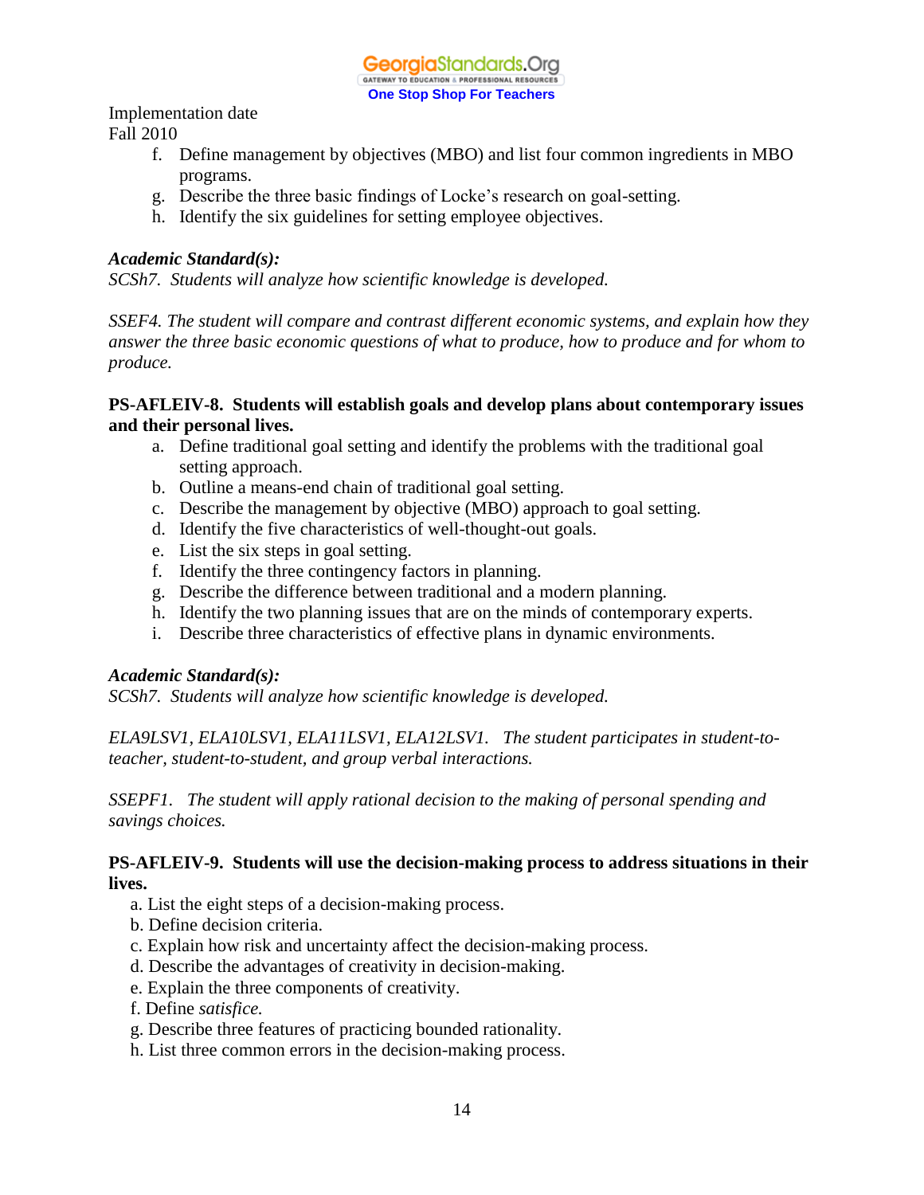Implementation date
Fall 2010

f. Define management by objectives (MBO) and list four common ingredients in MBO programs.
g. Describe the three basic findings of Locke's research on goal-setting.
h. Identify the six guidelines for setting employee objectives.

***Academic Standard(s):***
*SCSh7. Students will analyze how scientific knowledge is developed.*

*SSEF4. The student will compare and contrast different economic systems, and explain how they answer the three basic economic questions of what to produce, how to produce and for whom to produce.*

**PS-AFLEIV-8. Students will establish goals and develop plans about contemporary issues and their personal lives.**

a. Define traditional goal setting and identify the problems with the traditional goal setting approach.
b. Outline a means-end chain of traditional goal setting.
c. Describe the management by objective (MBO) approach to goal setting.
d. Identify the five characteristics of well-thought-out goals.
e. List the six steps in goal setting.
f. Identify the three contingency factors in planning.
g. Describe the difference between traditional and a modern planning.
h. Identify the two planning issues that are on the minds of contemporary experts.
i. Describe three characteristics of effective plans in dynamic environments.

***Academic Standard(s):***
*SCSh7. Students will analyze how scientific knowledge is developed.*

*ELA9LSV1, ELA10LSV1, ELA11LSV1, ELA12LSV1. The student participates in student-to-teacher, student-to-student, and group verbal interactions.*

*SSEPF1. The student will apply rational decision to the making of personal spending and savings choices.*

**PS-AFLEIV-9. Students will use the decision-making process to address situations in their lives.**

a. List the eight steps of a decision-making process.
b. Define decision criteria.
c. Explain how risk and uncertainty affect the decision-making process.
d. Describe the advantages of creativity in decision-making.
e. Explain the three components of creativity.
f. Define *satisfice.*
g. Describe three features of practicing bounded rationality.
h. List three common errors in the decision-making process.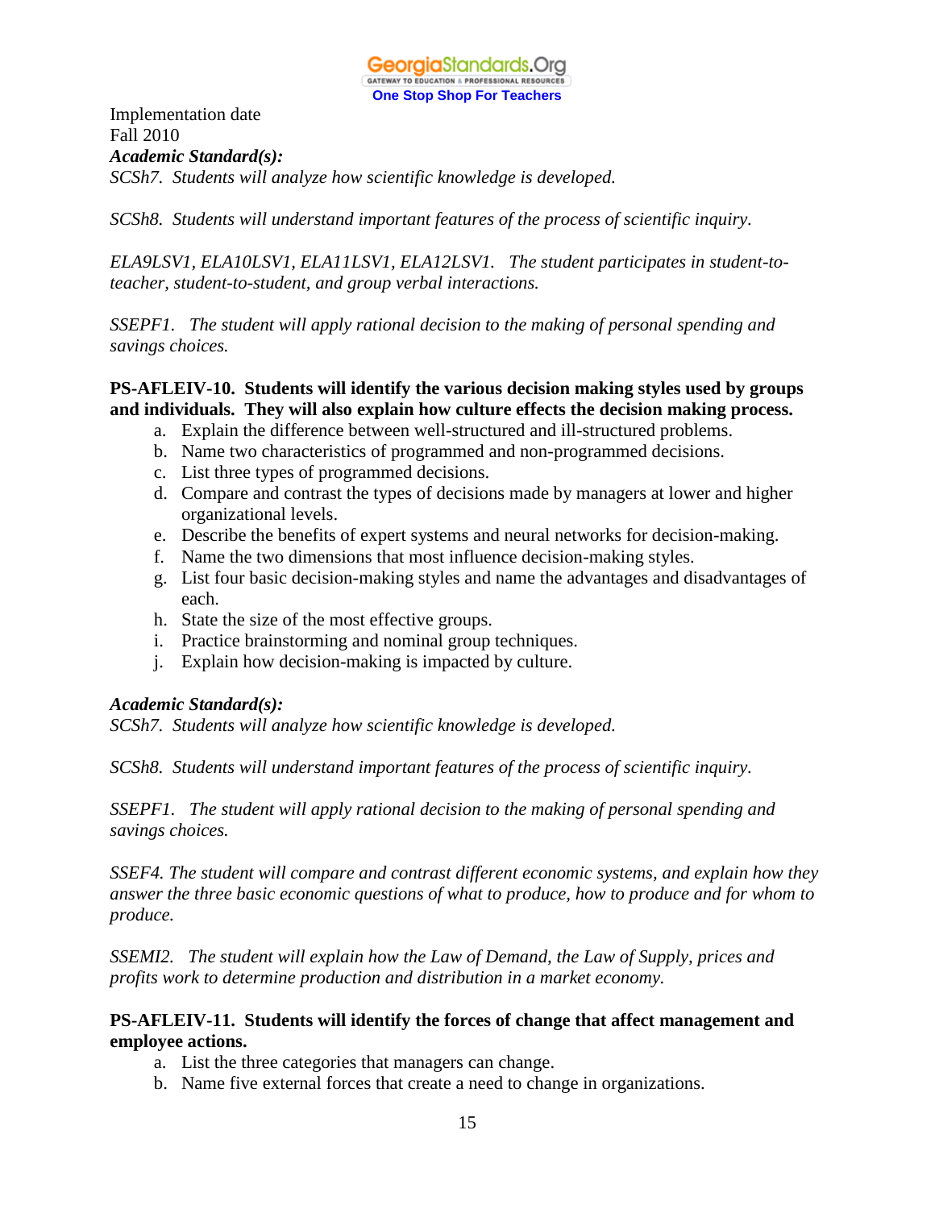Implementation date
Fall 2010

***Academic Standard(s):***

*SCSh7. Students will analyze how scientific knowledge is developed.*

*SCSh8. Students will understand important features of the process of scientific inquiry.*

*ELA9LSV1, ELA10LSV1, ELA11LSV1, ELA12LSV1. The student participates in student-to-teacher, student-to-student, and group verbal interactions.*

*SSEPF1. The student will apply rational decision to the making of personal spending and savings choices.*

**PS-AFLEIV-10. Students will identify the various decision making styles used by groups and individuals. They will also explain how culture effects the decision making process.**

a. Explain the difference between well-structured and ill-structured problems.
b. Name two characteristics of programmed and non-programmed decisions.
c. List three types of programmed decisions.
d. Compare and contrast the types of decisions made by managers at lower and higher organizational levels.
e. Describe the benefits of expert systems and neural networks for decision-making.
f. Name the two dimensions that most influence decision-making styles.
g. List four basic decision-making styles and name the advantages and disadvantages of each.
h. State the size of the most effective groups.
i. Practice brainstorming and nominal group techniques.
j. Explain how decision-making is impacted by culture.

***Academic Standard(s):***

*SCSh7. Students will analyze how scientific knowledge is developed.*

*SCSh8. Students will understand important features of the process of scientific inquiry.*

*SSEPF1. The student will apply rational decision to the making of personal spending and savings choices.*

*SSEF4. The student will compare and contrast different economic systems, and explain how they answer the three basic economic questions of what to produce, how to produce and for whom to produce.*

*SSEMI2. The student will explain how the Law of Demand, the Law of Supply, prices and profits work to determine production and distribution in a market economy.*

**PS-AFLEIV-11. Students will identify the forces of change that affect management and employee actions.**

a. List the three categories that managers can change.
b. Name five external forces that create a need to change in organizations.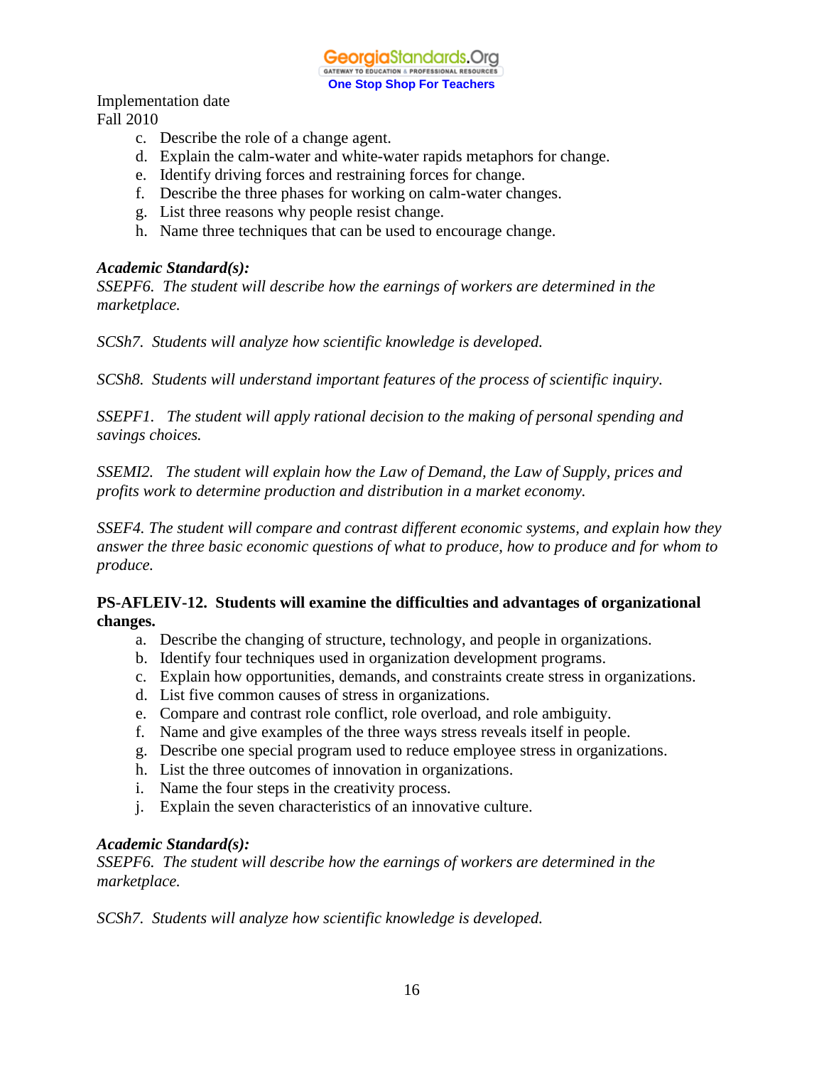Implementation date
Fall 2010

c. Describe the role of a change agent.
d. Explain the calm-water and white-water rapids metaphors for change.
e. Identify driving forces and restraining forces for change.
f. Describe the three phases for working on calm-water changes.
g. List three reasons why people resist change.
h. Name three techniques that can be used to encourage change.

***Academic Standard(s):***
*SSEPF6. The student will describe how the earnings of workers are determined in the marketplace.*

*SCSh7. Students will analyze how scientific knowledge is developed.*

*SCSh8. Students will understand important features of the process of scientific inquiry.*

*SSEPF1. The student will apply rational decision to the making of personal spending and savings choices.*

*SSEMI2. The student will explain how the Law of Demand, the Law of Supply, prices and profits work to determine production and distribution in a market economy.*

*SSEF4. The student will compare and contrast different economic systems, and explain how they answer the three basic economic questions of what to produce, how to produce and for whom to produce.*

**PS-AFLEIV-12. Students will examine the difficulties and advantages of organizational changes.**

a. Describe the changing of structure, technology, and people in organizations.
b. Identify four techniques used in organization development programs.
c. Explain how opportunities, demands, and constraints create stress in organizations.
d. List five common causes of stress in organizations.
e. Compare and contrast role conflict, role overload, and role ambiguity.
f. Name and give examples of the three ways stress reveals itself in people.
g. Describe one special program used to reduce employee stress in organizations.
h. List the three outcomes of innovation in organizations.
i. Name the four steps in the creativity process.
j. Explain the seven characteristics of an innovative culture.

***Academic Standard(s):***
*SSEPF6. The student will describe how the earnings of workers are determined in the marketplace.*

*SCSh7. Students will analyze how scientific knowledge is developed.*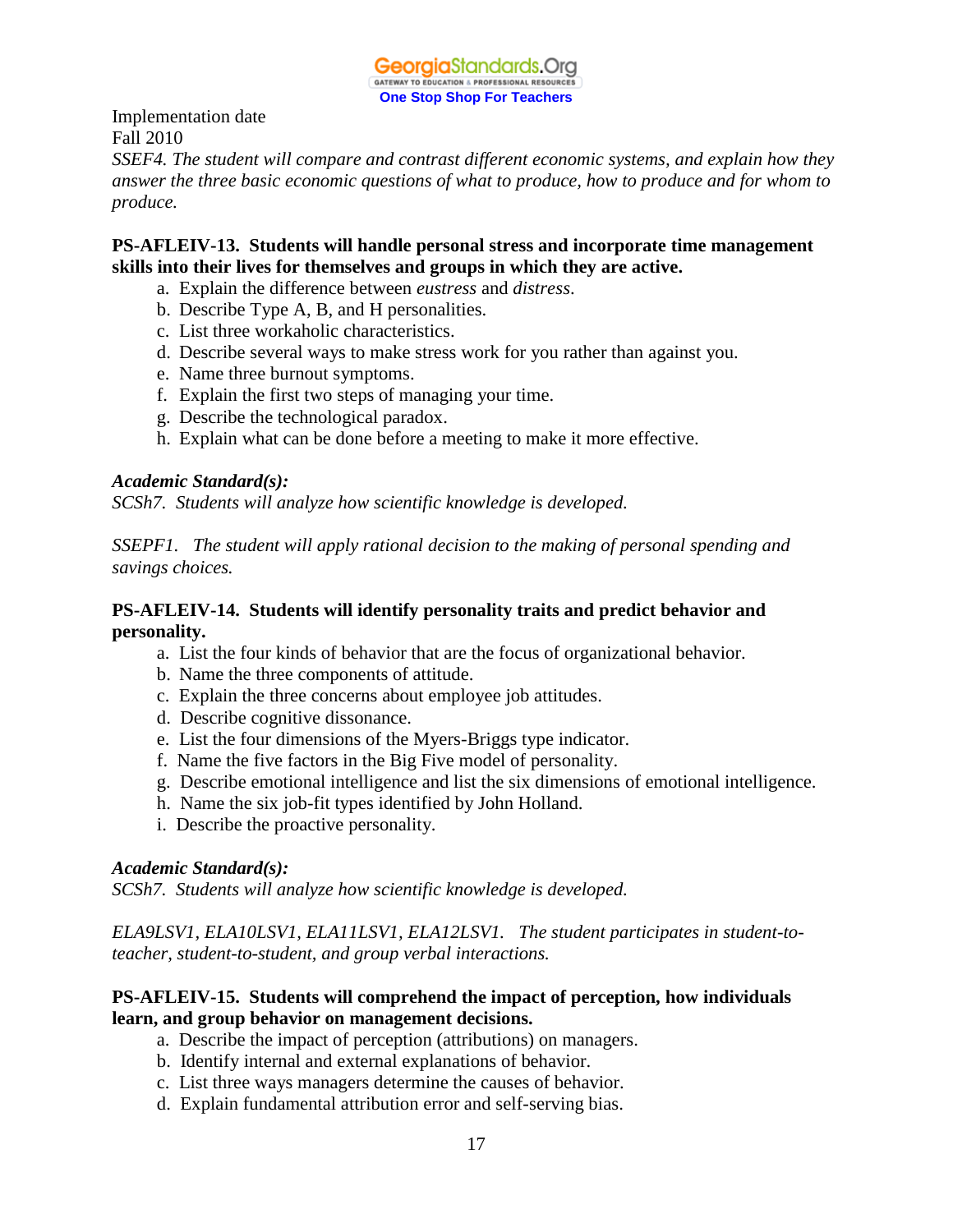Implementation date
Fall 2010

*SSEF4. The student will compare and contrast different economic systems, and explain how they answer the three basic economic questions of what to produce, how to produce and for whom to produce.*

**PS-AFLEIV-13. Students will handle personal stress and incorporate time management skills into their lives for themselves and groups in which they are active.**

a. Explain the difference between *eustress* and *distress*.
b. Describe Type A, B, and H personalities.
c. List three workaholic characteristics.
d. Describe several ways to make stress work for you rather than against you.
e. Name three burnout symptoms.
f. Explain the first two steps of managing your time.
g. Describe the technological paradox.
h. Explain what can be done before a meeting to make it more effective.

***Academic Standard(s):***
*SCSh7. Students will analyze how scientific knowledge is developed.*

*SSEPF1. The student will apply rational decision to the making of personal spending and savings choices.*

**PS-AFLEIV-14. Students will identify personality traits and predict behavior and personality.**

a. List the four kinds of behavior that are the focus of organizational behavior.
b. Name the three components of attitude.
c. Explain the three concerns about employee job attitudes.
d. Describe cognitive dissonance.
e. List the four dimensions of the Myers-Briggs type indicator.
f. Name the five factors in the Big Five model of personality.
g. Describe emotional intelligence and list the six dimensions of emotional intelligence.
h. Name the six job-fit types identified by John Holland.
i. Describe the proactive personality.

***Academic Standard(s):***
*SCSh7. Students will analyze how scientific knowledge is developed.*

*ELA9LSV1, ELA10LSV1, ELA11LSV1, ELA12LSV1. The student participates in student-to-teacher, student-to-student, and group verbal interactions.*

**PS-AFLEIV-15. Students will comprehend the impact of perception, how individuals learn, and group behavior on management decisions.**

a. Describe the impact of perception (attributions) on managers.
b. Identify internal and external explanations of behavior.
c. List three ways managers determine the causes of behavior.
d. Explain fundamental attribution error and self-serving bias.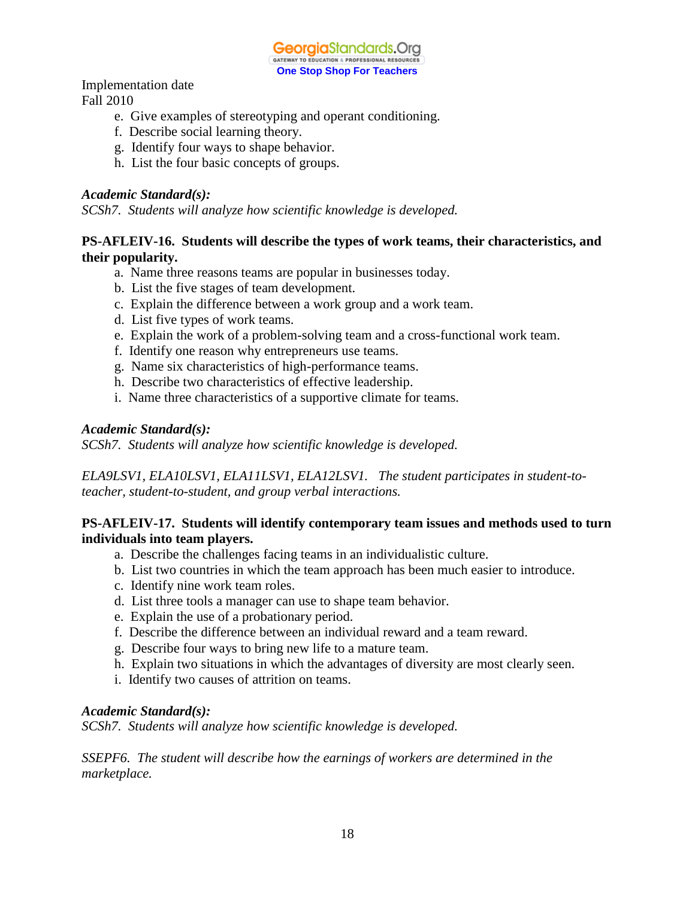Implementation date
Fall 2010

e. Give examples of stereotyping and operant conditioning.
f. Describe social learning theory.
g. Identify four ways to shape behavior.
h. List the four basic concepts of groups.

***Academic Standard(s):***
*SCSh7. Students will analyze how scientific knowledge is developed.*

**PS-AFLEIV-16. Students will describe the types of work teams, their characteristics, and their popularity.**

a. Name three reasons teams are popular in businesses today.
b. List the five stages of team development.
c. Explain the difference between a work group and a work team.
d. List five types of work teams.
e. Explain the work of a problem-solving team and a cross-functional work team.
f. Identify one reason why entrepreneurs use teams.
g. Name six characteristics of high-performance teams.
h. Describe two characteristics of effective leadership.
i. Name three characteristics of a supportive climate for teams.

***Academic Standard(s):***
*SCSh7. Students will analyze how scientific knowledge is developed.*

*ELA9LSV1, ELA10LSV1, ELA11LSV1, ELA12LSV1. The student participates in student-to-teacher, student-to-student, and group verbal interactions.*

**PS-AFLEIV-17. Students will identify contemporary team issues and methods used to turn individuals into team players.**

a. Describe the challenges facing teams in an individualistic culture.
b. List two countries in which the team approach has been much easier to introduce.
c. Identify nine work team roles.
d. List three tools a manager can use to shape team behavior.
e. Explain the use of a probationary period.
f. Describe the difference between an individual reward and a team reward.
g. Describe four ways to bring new life to a mature team.
h. Explain two situations in which the advantages of diversity are most clearly seen.
i. Identify two causes of attrition on teams.

***Academic Standard(s):***
*SCSh7. Students will analyze how scientific knowledge is developed.*

*SSEPF6. The student will describe how the earnings of workers are determined in the marketplace.*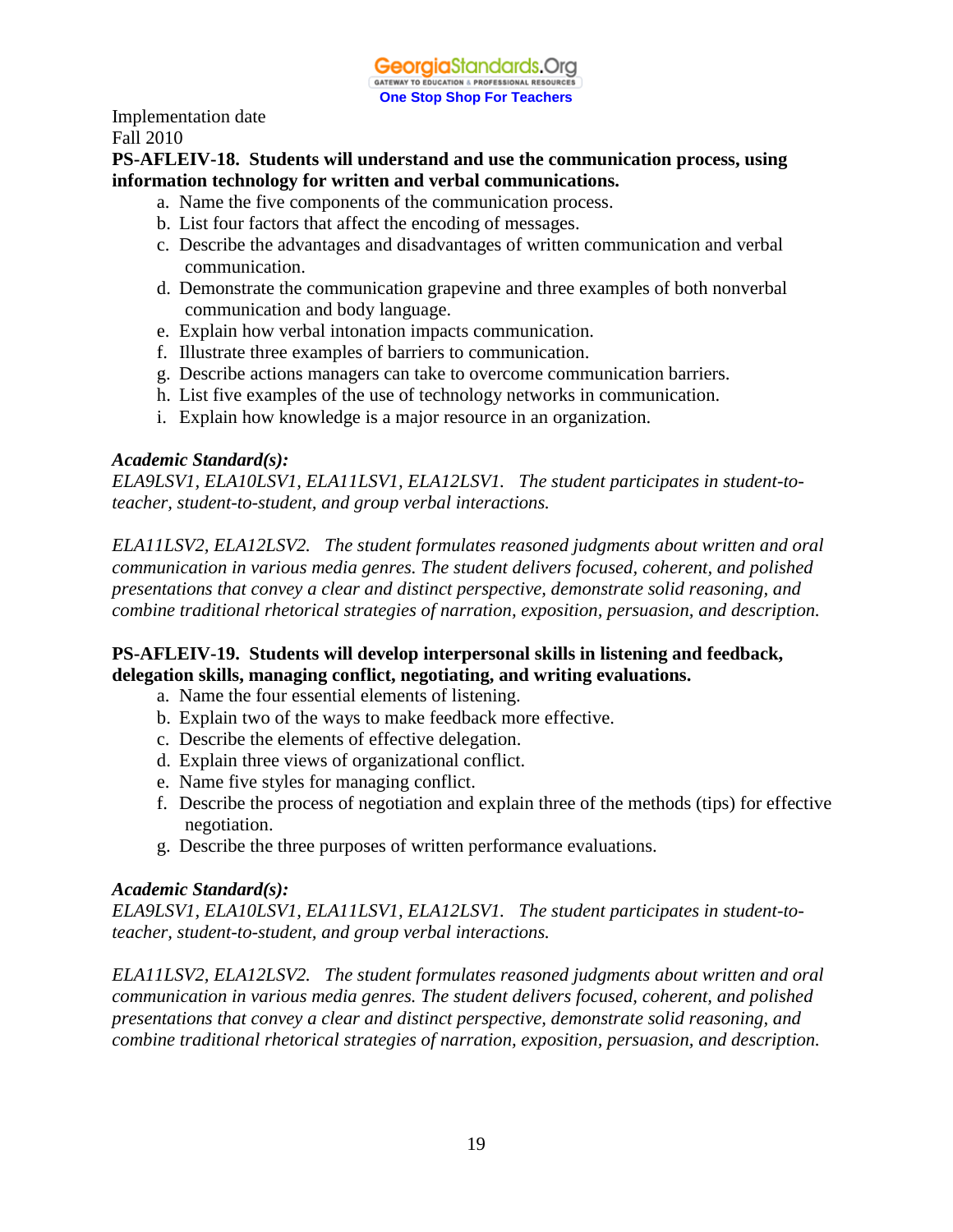Implementation date
Fall 2010

**PS-AFLEIV-18. Students will understand and use the communication process, using information technology for written and verbal communications.**

a. Name the five components of the communication process.
b. List four factors that affect the encoding of messages.
c. Describe the advantages and disadvantages of written communication and verbal communication.
d. Demonstrate the communication grapevine and three examples of both nonverbal communication and body language.
e. Explain how verbal intonation impacts communication.
f. Illustrate three examples of barriers to communication.
g. Describe actions managers can take to overcome communication barriers.
h. List five examples of the use of technology networks in communication.
i. Explain how knowledge is a major resource in an organization.

***Academic Standard(s):***

*ELA9LSV1, ELA10LSV1, ELA11LSV1, ELA12LSV1. The student participates in student-to-teacher, student-to-student, and group verbal interactions.*

*ELA11LSV2, ELA12LSV2. The student formulates reasoned judgments about written and oral communication in various media genres. The student delivers focused, coherent, and polished presentations that convey a clear and distinct perspective, demonstrate solid reasoning, and combine traditional rhetorical strategies of narration, exposition, persuasion, and description.*

**PS-AFLEIV-19. Students will develop interpersonal skills in listening and feedback, delegation skills, managing conflict, negotiating, and writing evaluations.**

a. Name the four essential elements of listening.
b. Explain two of the ways to make feedback more effective.
c. Describe the elements of effective delegation.
d. Explain three views of organizational conflict.
e. Name five styles for managing conflict.
f. Describe the process of negotiation and explain three of the methods (tips) for effective negotiation.
g. Describe the three purposes of written performance evaluations.

***Academic Standard(s):***

*ELA9LSV1, ELA10LSV1, ELA11LSV1, ELA12LSV1. The student participates in student-to-teacher, student-to-student, and group verbal interactions.*

*ELA11LSV2, ELA12LSV2. The student formulates reasoned judgments about written and oral communication in various media genres. The student delivers focused, coherent, and polished presentations that convey a clear and distinct perspective, demonstrate solid reasoning, and combine traditional rhetorical strategies of narration, exposition, persuasion, and description.*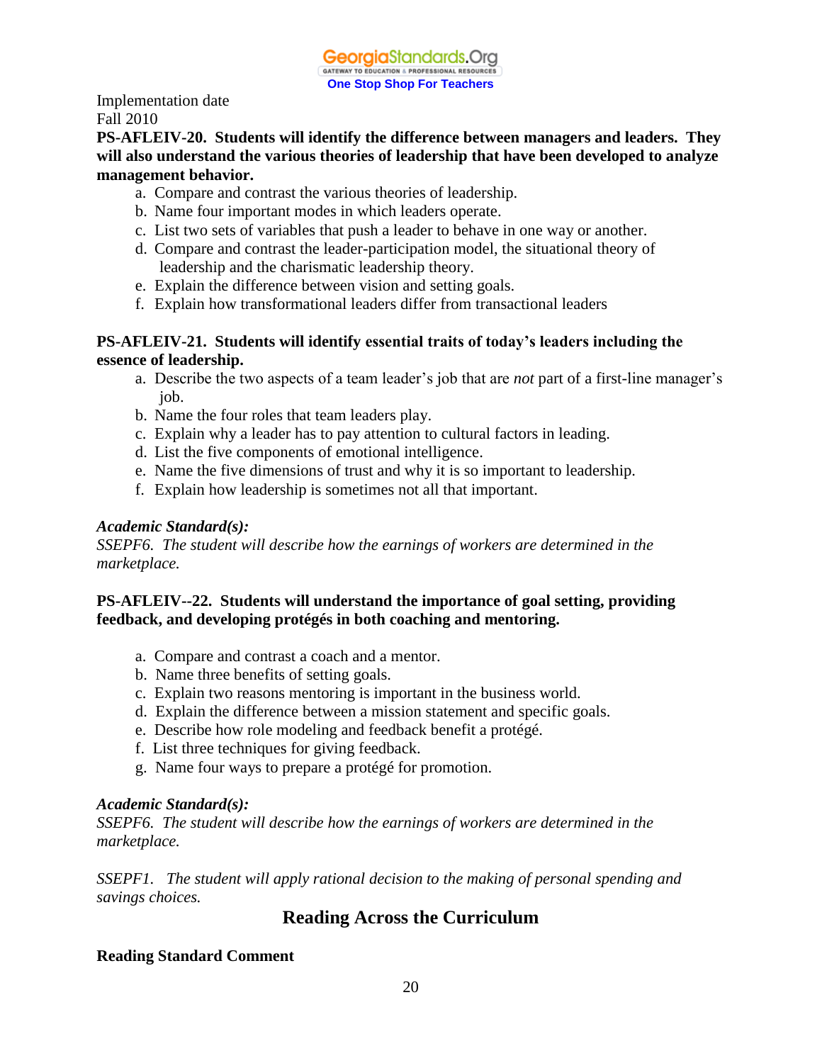Implementation date
Fall 2010

**PS-AFLEIV-20. Students will identify the difference between managers and leaders. They will also understand the various theories of leadership that have been developed to analyze management behavior.**

a. Compare and contrast the various theories of leadership.
b. Name four important modes in which leaders operate.
c. List two sets of variables that push a leader to behave in one way or another.
d. Compare and contrast the leader-participation model, the situational theory of leadership and the charismatic leadership theory.
e. Explain the difference between vision and setting goals.
f. Explain how transformational leaders differ from transactional leaders

**PS-AFLEIV-21. Students will identify essential traits of today's leaders including the essence of leadership.**

a. Describe the two aspects of a team leader's job that are *not* part of a first-line manager's job.
b. Name the four roles that team leaders play.
c. Explain why a leader has to pay attention to cultural factors in leading.
d. List the five components of emotional intelligence.
e. Name the five dimensions of trust and why it is so important to leadership.
f. Explain how leadership is sometimes not all that important.

***Academic Standard(s):***
*SSEPF6. The student will describe how the earnings of workers are determined in the marketplace.*

**PS-AFLEIV--22. Students will understand the importance of goal setting, providing feedback, and developing protégés in both coaching and mentoring.**

a. Compare and contrast a coach and a mentor.
b. Name three benefits of setting goals.
c. Explain two reasons mentoring is important in the business world.
d. Explain the difference between a mission statement and specific goals.
e. Describe how role modeling and feedback benefit a protégé.
f. List three techniques for giving feedback.
g. Name four ways to prepare a protégé for promotion.

***Academic Standard(s):***
*SSEPF6. The student will describe how the earnings of workers are determined in the marketplace.*

*SSEPF1. The student will apply rational decision to the making of personal spending and savings choices.*

## Reading Across the Curriculum

**Reading Standard Comment**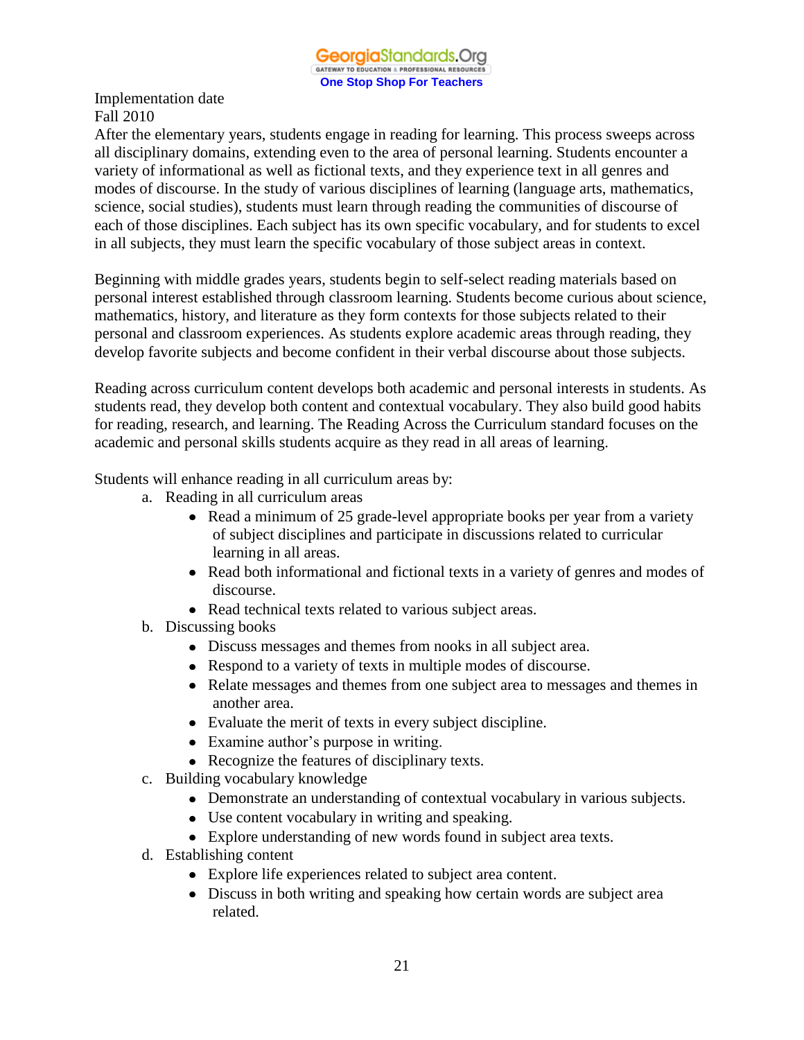Implementation date
Fall 2010

After the elementary years, students engage in reading for learning. This process sweeps across all disciplinary domains, extending even to the area of personal learning. Students encounter a variety of informational as well as fictional texts, and they experience text in all genres and modes of discourse. In the study of various disciplines of learning (language arts, mathematics, science, social studies), students must learn through reading the communities of discourse of each of those disciplines. Each subject has its own specific vocabulary, and for students to excel in all subjects, they must learn the specific vocabulary of those subject areas in context.

Beginning with middle grades years, students begin to self-select reading materials based on personal interest established through classroom learning. Students become curious about science, mathematics, history, and literature as they form contexts for those subjects related to their personal and classroom experiences. As students explore academic areas through reading, they develop favorite subjects and become confident in their verbal discourse about those subjects.

Reading across curriculum content develops both academic and personal interests in students. As students read, they develop both content and contextual vocabulary. They also build good habits for reading, research, and learning. The Reading Across the Curriculum standard focuses on the academic and personal skills students acquire as they read in all areas of learning.

Students will enhance reading in all curriculum areas by:

a. Reading in all curriculum areas
   - Read a minimum of 25 grade-level appropriate books per year from a variety of subject disciplines and participate in discussions related to curricular learning in all areas.
   - Read both informational and fictional texts in a variety of genres and modes of discourse.
   - Read technical texts related to various subject areas.

b. Discussing books
   - Discuss messages and themes from nooks in all subject area.
   - Respond to a variety of texts in multiple modes of discourse.
   - Relate messages and themes from one subject area to messages and themes in another area.
   - Evaluate the merit of texts in every subject discipline.
   - Examine author's purpose in writing.
   - Recognize the features of disciplinary texts.

c. Building vocabulary knowledge
   - Demonstrate an understanding of contextual vocabulary in various subjects.
   - Use content vocabulary in writing and speaking.
   - Explore understanding of new words found in subject area texts.

d. Establishing content
   - Explore life experiences related to subject area content.
   - Discuss in both writing and speaking how certain words are subject area related.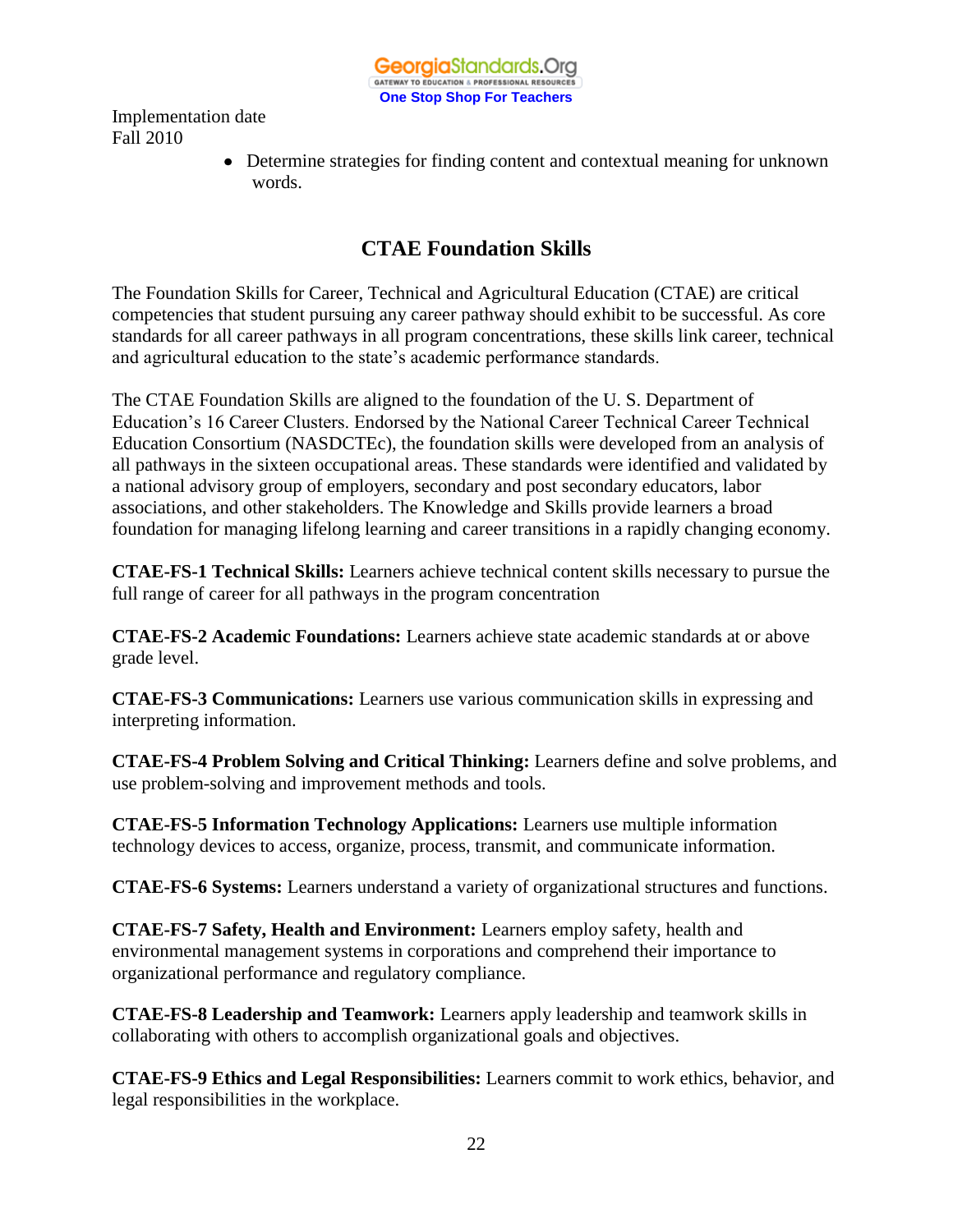Implementation date
Fall 2010

- Determine strategies for finding content and contextual meaning for unknown words.

## CTAE Foundation Skills

The Foundation Skills for Career, Technical and Agricultural Education (CTAE) are critical competencies that student pursuing any career pathway should exhibit to be successful. As core standards for all career pathways in all program concentrations, these skills link career, technical and agricultural education to the state's academic performance standards.

The CTAE Foundation Skills are aligned to the foundation of the U. S. Department of Education's 16 Career Clusters. Endorsed by the National Career Technical Career Technical Education Consortium (NASDCTEc), the foundation skills were developed from an analysis of all pathways in the sixteen occupational areas. These standards were identified and validated by a national advisory group of employers, secondary and post secondary educators, labor associations, and other stakeholders. The Knowledge and Skills provide learners a broad foundation for managing lifelong learning and career transitions in a rapidly changing economy.

**CTAE-FS-1 Technical Skills:** Learners achieve technical content skills necessary to pursue the full range of career for all pathways in the program concentration

**CTAE-FS-2 Academic Foundations:** Learners achieve state academic standards at or above grade level.

**CTAE-FS-3 Communications:** Learners use various communication skills in expressing and interpreting information.

**CTAE-FS-4 Problem Solving and Critical Thinking:** Learners define and solve problems, and use problem-solving and improvement methods and tools.

**CTAE-FS-5 Information Technology Applications:** Learners use multiple information technology devices to access, organize, process, transmit, and communicate information.

**CTAE-FS-6 Systems:** Learners understand a variety of organizational structures and functions.

**CTAE-FS-7 Safety, Health and Environment:** Learners employ safety, health and environmental management systems in corporations and comprehend their importance to organizational performance and regulatory compliance.

**CTAE-FS-8 Leadership and Teamwork:** Learners apply leadership and teamwork skills in collaborating with others to accomplish organizational goals and objectives.

**CTAE-FS-9 Ethics and Legal Responsibilities:** Learners commit to work ethics, behavior, and legal responsibilities in the workplace.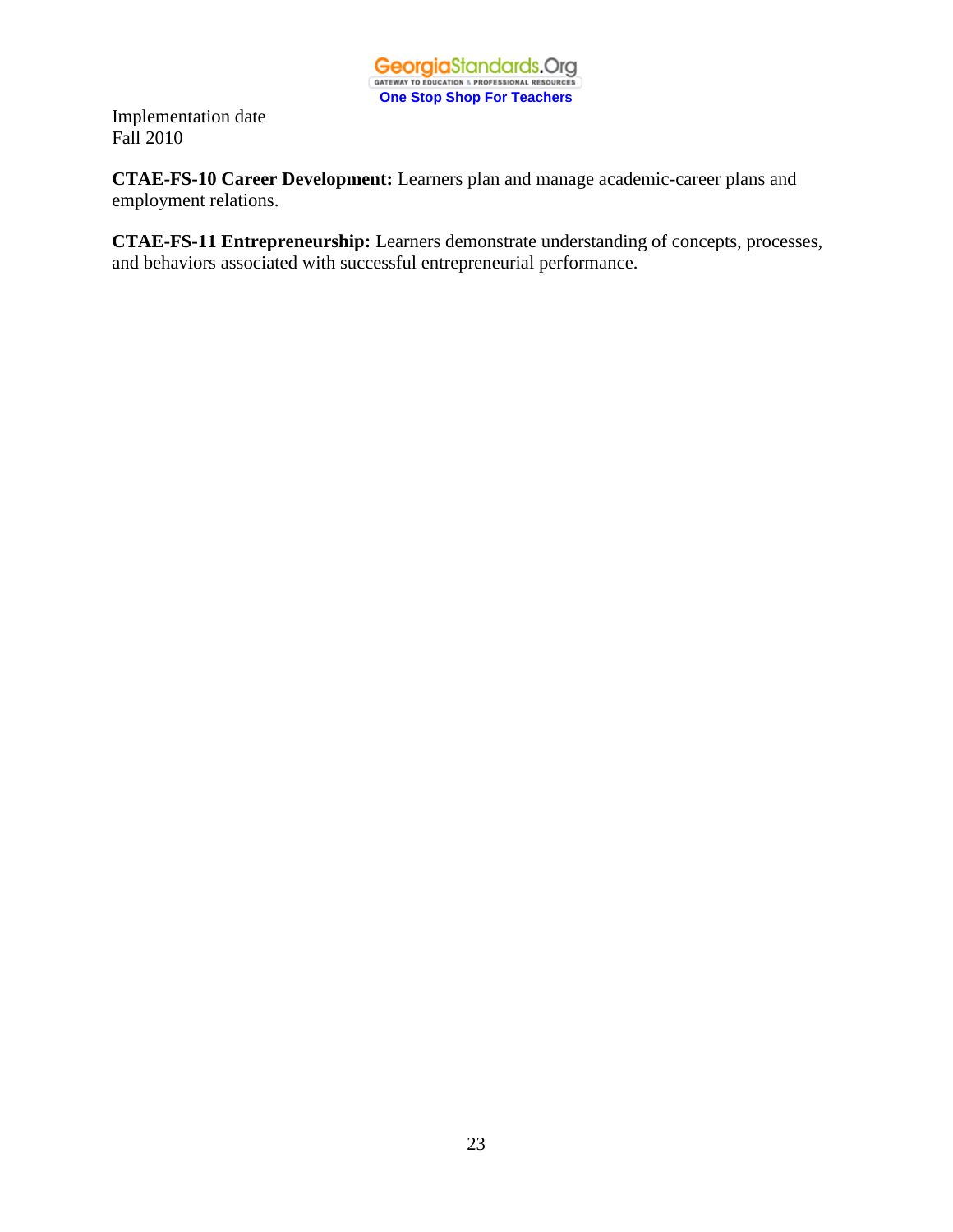Implementation date
Fall 2010

**CTAE-FS-10 Career Development:** Learners plan and manage academic-career plans and employment relations.

**CTAE-FS-11 Entrepreneurship:** Learners demonstrate understanding of concepts, processes, and behaviors associated with successful entrepreneurial performance.